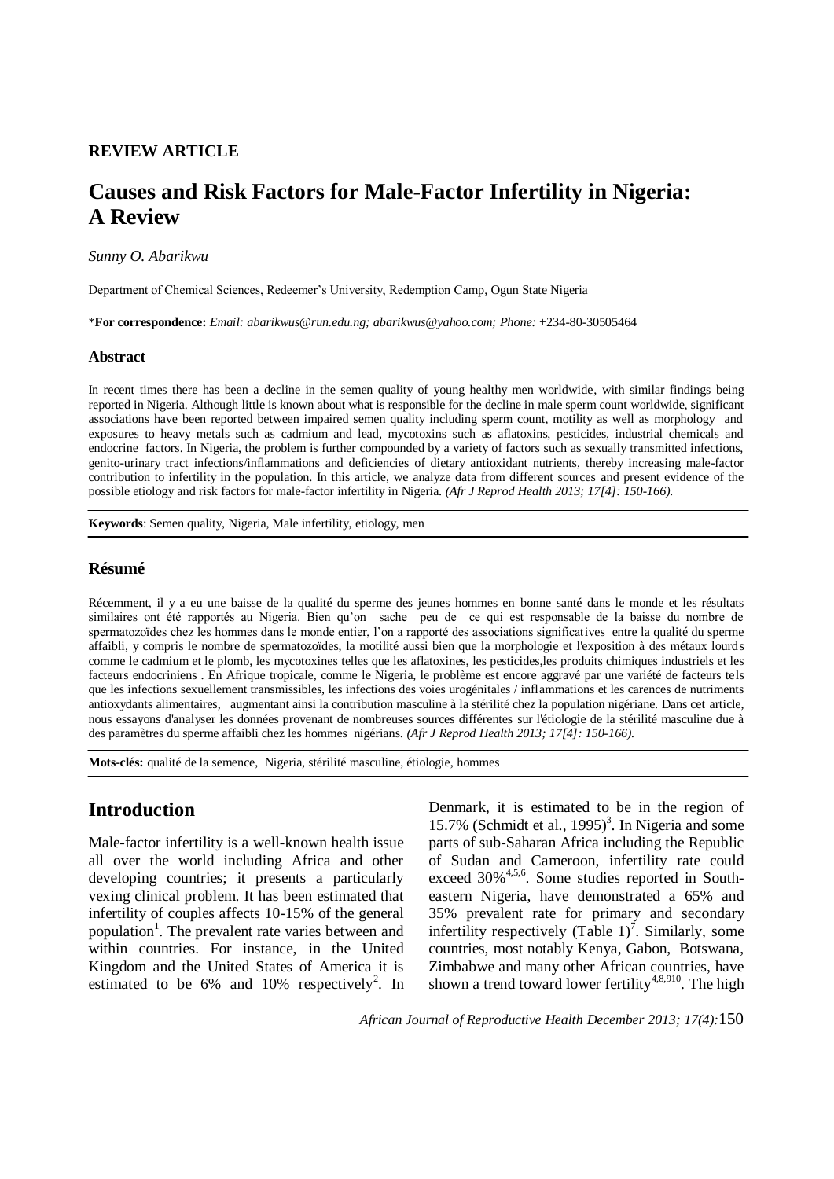**REVIEW ARTICLE**

# Causes and Risk Factors for Male-Factor Infertility in Nigeria: A Review

*Sunny O. Abarikwu*

Department of Chemical Sciences, Redeemer's University, Redemption Camp, Ogun State Nigeria

\***For correspondence:** *Email: abarikwus@run.edu.ng; abarikwus@yahoo.com; Phone:* +234-80-30505464

### Abstract

In recent times there has been a decline in the semen quality of young healthy men worldwide, with similar findings being reported in Nigeria. Although little is known about what is responsible for the decline in male sperm count worldwide, significant associations have been reported between impaired semen quality including sperm count, motility as well as morphology and exposures to heavy metals such as cadmium and lead, mycotoxins such as aflatoxins, pesticides, industrial chemicals and endocrine factors. In Nigeria, the problem is further compounded by a variety of factors such as sexually transmitted infections, genito-urinary tract infections/inflammations and deficiencies of dietary antioxidant nutrients, thereby increasing male-factor contribution to infertility in the population. In this article, we analyze data from different sources and present evidence of the possible etiology and risk factors for male-factor infertility in Nigeria. *(Afr J Reprod Health 2013; 17[4]: 150-166).*

**Keywords**: Semen quality, Nigeria, Male infertility, etiology, men

### Résumé

Récemment, il y a eu une baisse de la qualité du sperme des jeunes hommes en bonne santé dans le monde et les résultats similaires ont été rapportés au Nigeria. Bien qu'on sache peu de ce qui est responsable de la baisse du nombre de spermatozoïdes chez les hommes dans le monde entier, l'on a rapporté des associations significatives entre la qualité du sperme affaibli, y compris le nombre de spermatozoïdes, la motilité aussi bien que la morphologie et l'exposition à des métaux lourds comme le cadmium et le plomb, les mycotoxines telles que les aflatoxines, les pesticides,les produits chimiques industriels et les facteurs endocriniens . En Afrique tropicale, comme le Nigeria, le problème est encore aggravé par une variété de facteurs tels que les infections sexuellement transmissibles, les infections des voies urogénitales / inflammations et les carences de nutriments antioxydants alimentaires, augmentant ainsi la contribution masculine à la stérilité chez la population nigériane. Dans cet article, nous essayons d'analyser les données provenant de nombreuses sources différentes sur l'étiologie de la stérilité masculine due à des paramètres du sperme affaibli chez les hommes nigérians. *(Afr J Reprod Health 2013; 17[4]: 150-166).*

**Mots-clés:** qualité de la semence, Nigeria, stérilité masculine, étiologie, hommes

## Introduction

Male-factor infertility is a well-known health issue all over the world including Africa and other developing countries; it presents a particularly vexing clinical problem. It has been estimated that infertility of couples affects 10-15% of the general population[1]. The prevalent rate varies between and within countries. For instance, in the United Kingdom and the United States of America it is estimated to be 6% and 10% respectively[2]. In Denmark, it is estimated to be in the region of 15.7% (Schmidt et al., 1995)[3]. In Nigeria and some parts of sub-Saharan Africa including the Republic of Sudan and Cameroon, infertility rate could exceed 30%[4,5,6]. Some studies reported in South-eastern Nigeria, have demonstrated a 65% and 35% prevalent rate for primary and secondary infertility respectively (Table 1)[7]. Similarly, some countries, most notably Kenya, Gabon, Botswana, Zimbabwe and many other African countries, have shown a trend toward lower fertility[4,8,910]. The high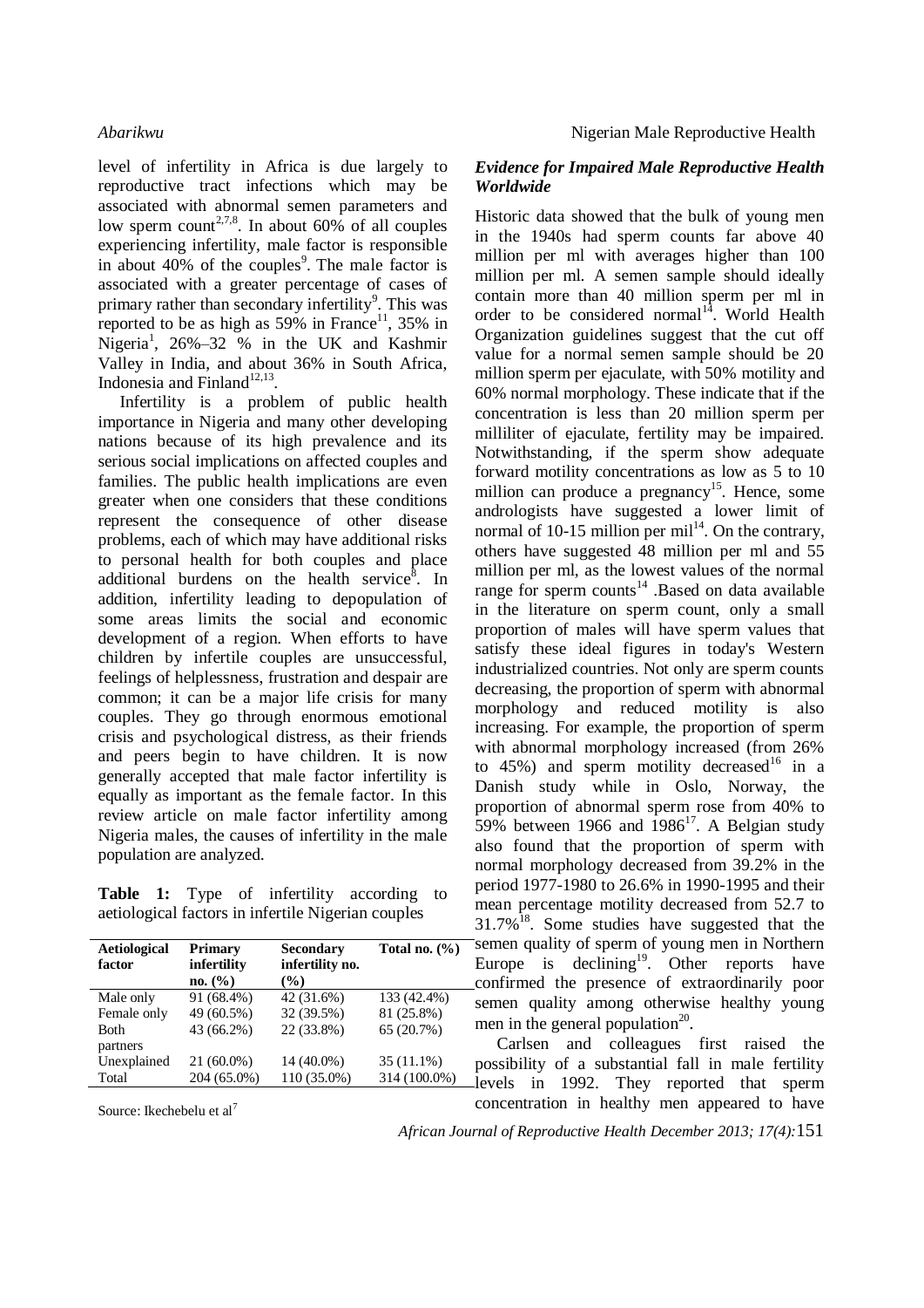level of infertility in Africa is due largely to reproductive tract infections which may be associated with abnormal semen parameters and low sperm count[2,7,8]. In about 60% of all couples experiencing infertility, male factor is responsible in about 40% of the couples[9]. The male factor is associated with a greater percentage of cases of primary rather than secondary infertility[9]. This was reported to be as high as 59% in France[11], 35% in Nigeria[1], 26%–32 % in the UK and Kashmir Valley in India, and about 36% in South Africa, Indonesia and Finland[12,13].

Infertility is a problem of public health importance in Nigeria and many other developing nations because of its high prevalence and its serious social implications on affected couples and families. The public health implications are even greater when one considers that these conditions represent the consequence of other disease problems, each of which may have additional risks to personal health for both couples and place additional burdens on the health service[8]. In addition, infertility leading to depopulation of some areas limits the social and economic development of a region. When efforts to have children by infertile couples are unsuccessful, feelings of helplessness, frustration and despair are common; it can be a major life crisis for many couples. They go through enormous emotional crisis and psychological distress, as their friends and peers begin to have children. It is now generally accepted that male factor infertility is equally as important as the female factor. In this review article on male factor infertility among Nigeria males, the causes of infertility in the male population are analyzed.

**Table 1:** Type of infertility according to aetiological factors in infertile Nigerian couples

| Aetiological factor | Primary infertility no. (%) | Secondary infertility no. (%) | Total no. (%) |
|---|---|---|---|
| Male only | 91 (68.4%) | 42 (31.6%) | 133 (42.4%) |
| Female only | 49 (60.5%) | 32 (39.5%) | 81 (25.8%) |
| Both partners | 43 (66.2%) | 22 (33.8%) | 65 (20.7%) |
| Unexplained | 21 (60.0%) | 14 (40.0%) | 35 (11.1%) |
| Total | 204 (65.0%) | 110 (35.0%) | 314 (100.0%) |

Source: Ikechebelu et al[7]

### *Evidence for Impaired Male Reproductive Health Worldwide*

Historic data showed that the bulk of young men in the 1940s had sperm counts far above 40 million per ml with averages higher than 100 million per ml. A semen sample should ideally contain more than 40 million sperm per ml in order to be considered normal[14]. World Health Organization guidelines suggest that the cut off value for a normal semen sample should be 20 million sperm per ejaculate, with 50% motility and 60% normal morphology. These indicate that if the concentration is less than 20 million sperm per milliliter of ejaculate, fertility may be impaired. Notwithstanding, if the sperm show adequate forward motility concentrations as low as 5 to 10 million can produce a pregnancy[15]. Hence, some andrologists have suggested a lower limit of normal of 10-15 million per mil[14]. On the contrary, others have suggested 48 million per ml and 55 million per ml, as the lowest values of the normal range for sperm counts[14] .Based on data available in the literature on sperm count, only a small proportion of males will have sperm values that satisfy these ideal figures in today's Western industrialized countries. Not only are sperm counts decreasing, the proportion of sperm with abnormal morphology and reduced motility is also increasing. For example, the proportion of sperm with abnormal morphology increased (from 26% to 45%) and sperm motility decreased[16] in a Danish study while in Oslo, Norway, the proportion of abnormal sperm rose from 40% to 59% between 1966 and 1986[17]. A Belgian study also found that the proportion of sperm with normal morphology decreased from 39.2% in the period 1977-1980 to 26.6% in 1990-1995 and their mean percentage motility decreased from 52.7 to 31.7%[18]. Some studies have suggested that the semen quality of sperm of young men in Northern Europe is declining[19]. Other reports have confirmed the presence of extraordinarily poor semen quality among otherwise healthy young men in the general population[20].

Carlsen and colleagues first raised the possibility of a substantial fall in male fertility levels in 1992. They reported that sperm concentration in healthy men appeared to have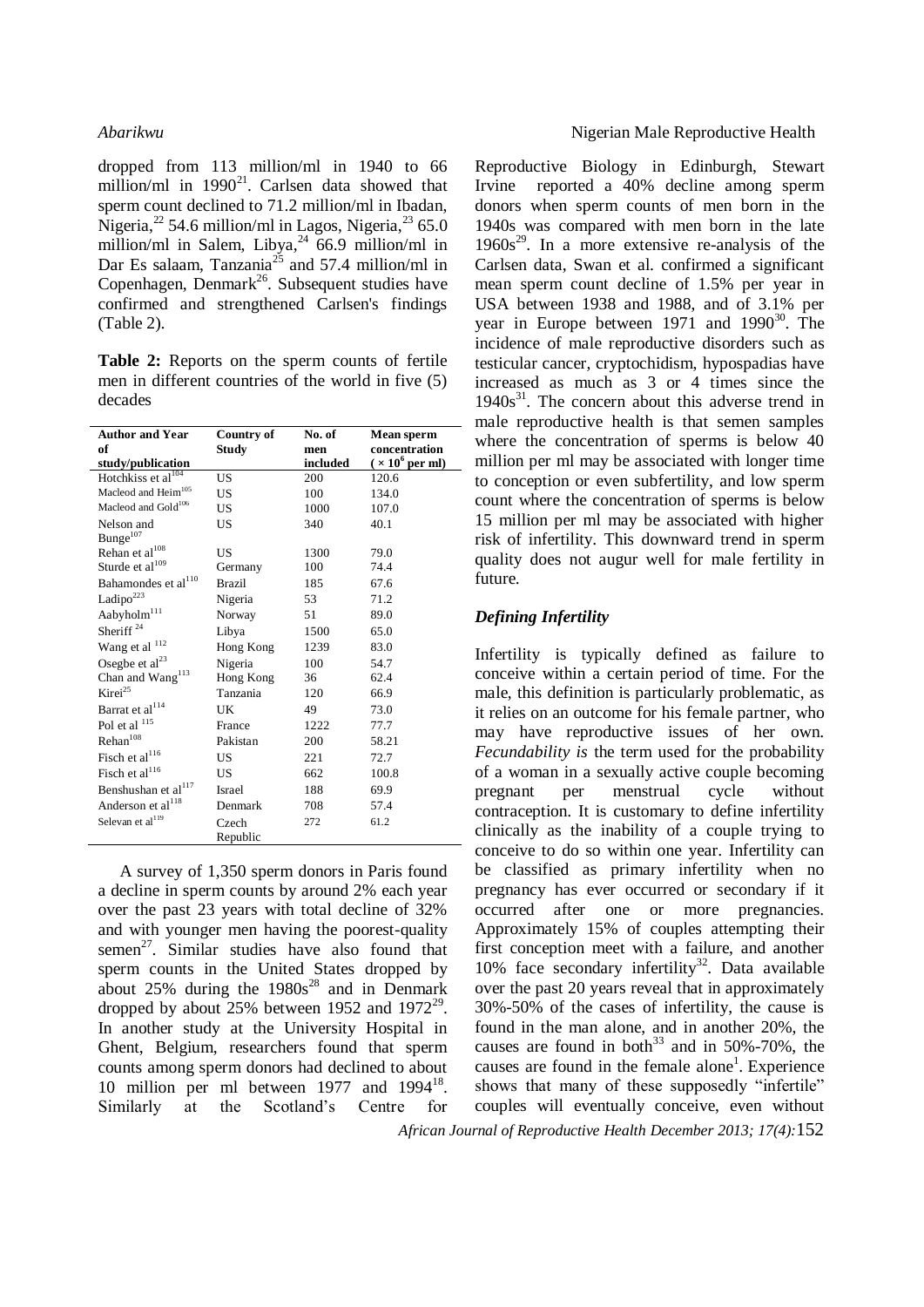dropped from 113 million/ml in 1940 to 66 million/ml in 1990[21]. Carlsen data showed that sperm count declined to 71.2 million/ml in Ibadan, Nigeria,[22] 54.6 million/ml in Lagos, Nigeria,[23] 65.0 million/ml in Salem, Libya,[24] 66.9 million/ml in Dar Es salaam, Tanzania[25] and 57.4 million/ml in Copenhagen, Denmark[26]. Subsequent studies have confirmed and strengthened Carlsen's findings (Table 2).

**Table 2:** Reports on the sperm counts of fertile men in different countries of the world in five (5) decades

| Author and Year of study/publication | Country of Study | No. of men included | Mean sperm concentration ($\times 10^6$ per ml) |
|---|---|---|---|
| Hotchkiss et al[104] | US | 200 | 120.6 |
| Macleod and Heim[105] | US | 100 | 134.0 |
| Macleod and Gold[106] | US | 1000 | 107.0 |
| Nelson and Bunge[107] | US | 340 | 40.1 |
| Rehan et al[108] | US | 1300 | 79.0 |
| Sturde et al[109] | Germany | 100 | 74.4 |
| Bahamondes et al[110] | Brazil | 185 | 67.6 |
| Ladipo[223] | Nigeria | 53 | 71.2 |
| Aabyholm[111] | Norway | 51 | 89.0 |
| Sheriff [24] | Libya | 1500 | 65.0 |
| Wang et al [112] | Hong Kong | 1239 | 83.0 |
| Osegbe et al[23] | Nigeria | 100 | 54.7 |
| Chan and Wang[113] | Hong Kong | 36 | 62.4 |
| Kirei[25] | Tanzania | 120 | 66.9 |
| Barrat et al[114] | UK | 49 | 73.0 |
| Pol et al [115] | France | 1222 | 77.7 |
| Rehan[108] | Pakistan | 200 | 58.21 |
| Fisch et al[116] | US | 221 | 72.7 |
| Fisch et al[116] | US | 662 | 100.8 |
| Benshushan et al[117] | Israel | 188 | 69.9 |
| Anderson et al[118] | Denmark | 708 | 57.4 |
| Selevan et al[119] | Czech Republic | 272 | 61.2 |

A survey of 1,350 sperm donors in Paris found a decline in sperm counts by around 2% each year over the past 23 years with total decline of 32% and with younger men having the poorest-quality semen[27]. Similar studies have also found that sperm counts in the United States dropped by about 25% during the 1980s[28] and in Denmark dropped by about 25% between 1952 and 1972[29]. In another study at the University Hospital in Ghent, Belgium, researchers found that sperm counts among sperm donors had declined to about 10 million per ml between 1977 and 1994[18]. Similarly at the Scotland's Centre for Reproductive Biology in Edinburgh, Stewart Irvine reported a 40% decline among sperm donors when sperm counts of men born in the 1940s was compared with men born in the late 1960s[29]. In a more extensive re-analysis of the Carlsen data, Swan et al. confirmed a significant mean sperm count decline of 1.5% per year in USA between 1938 and 1988, and of 3.1% per year in Europe between 1971 and 1990[30]. The incidence of male reproductive disorders such as testicular cancer, cryptochidism, hypospadias have increased as much as 3 or 4 times since the 1940s[31]. The concern about this adverse trend in male reproductive health is that semen samples where the concentration of sperms is below 40 million per ml may be associated with longer time to conception or even subfertility, and low sperm count where the concentration of sperms is below 15 million per ml may be associated with higher risk of infertility. This downward trend in sperm quality does not augur well for male fertility in future.

### *Defining Infertility*

Infertility is typically defined as failure to conceive within a certain period of time. For the male, this definition is particularly problematic, as it relies on an outcome for his female partner, who may have reproductive issues of her own. *Fecundability is* the term used for the probability of a woman in a sexually active couple becoming pregnant per menstrual cycle without contraception. It is customary to define infertility clinically as the inability of a couple trying to conceive to do so within one year. Infertility can be classified as primary infertility when no pregnancy has ever occurred or secondary if it occurred after one or more pregnancies. Approximately 15% of couples attempting their first conception meet with a failure, and another 10% face secondary infertility[32]. Data available over the past 20 years reveal that in approximately 30%-50% of the cases of infertility, the cause is found in the man alone, and in another 20%, the causes are found in both[33] and in 50%-70%, the causes are found in the female alone[1]. Experience shows that many of these supposedly "infertile" couples will eventually conceive, even without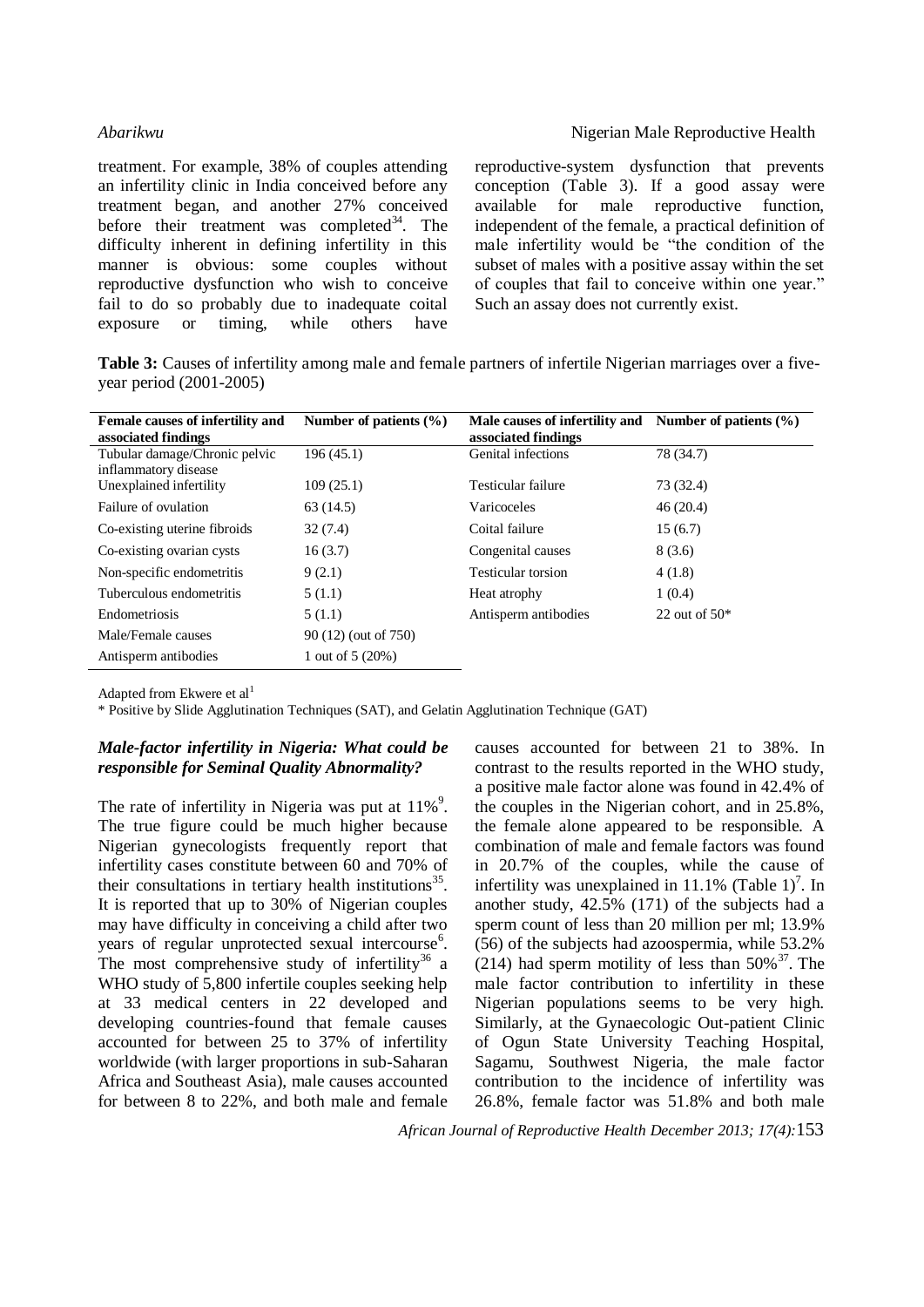treatment. For example, 38% of couples attending an infertility clinic in India conceived before any treatment began, and another 27% conceived before their treatment was completed[34]. The difficulty inherent in defining infertility in this manner is obvious: some couples without reproductive dysfunction who wish to conceive fail to do so probably due to inadequate coital exposure or timing, while others have reproductive-system dysfunction that prevents conception (Table 3). If a good assay were available for male reproductive function, independent of the female, a practical definition of male infertility would be "the condition of the subset of males with a positive assay within the set of couples that fail to conceive within one year." Such an assay does not currently exist.

**Table 3:** Causes of infertility among male and female partners of infertile Nigerian marriages over a five-year period (2001-2005)

| Female causes of infertility and associated findings | Number of patients (%) | Male causes of infertility and associated findings | Number of patients (%) |
|---|---|---|---|
| Tubular damage/Chronic pelvic inflammatory disease | 196 (45.1) | Genital infections | 78 (34.7) |
| Unexplained infertility | 109 (25.1) | Testicular failure | 73 (32.4) |
| Failure of ovulation | 63 (14.5) | Varicoceles | 46 (20.4) |
| Co-existing uterine fibroids | 32 (7.4) | Coital failure | 15 (6.7) |
| Co-existing ovarian cysts | 16 (3.7) | Congenital causes | 8 (3.6) |
| Non-specific endometritis | 9 (2.1) | Testicular torsion | 4 (1.8) |
| Tuberculous endometritis | 5 (1.1) | Heat atrophy | 1 (0.4) |
| Endometriosis | 5 (1.1) | Antisperm antibodies | 22 out of 50* |
| Male/Female causes | 90 (12) (out of 750) | | |
| Antisperm antibodies | 1 out of 5 (20%) | | |

Adapted from Ekwere et al[1]

* Positive by Slide Agglutination Techniques (SAT), and Gelatin Agglutination Technique (GAT)

### *Male-factor infertility in Nigeria: What could be responsible for Seminal Quality Abnormality?*

The rate of infertility in Nigeria was put at 11%[9]. The true figure could be much higher because Nigerian gynecologists frequently report that infertility cases constitute between 60 and 70% of their consultations in tertiary health institutions[35]. It is reported that up to 30% of Nigerian couples may have difficulty in conceiving a child after two years of regular unprotected sexual intercourse[6]. The most comprehensive study of infertility[36] a WHO study of 5,800 infertile couples seeking help at 33 medical centers in 22 developed and developing countries-found that female causes accounted for between 25 to 37% of infertility worldwide (with larger proportions in sub-Saharan Africa and Southeast Asia), male causes accounted for between 8 to 22%, and both male and female causes accounted for between 21 to 38%. In contrast to the results reported in the WHO study, a positive male factor alone was found in 42.4% of the couples in the Nigerian cohort, and in 25.8%, the female alone appeared to be responsible. A combination of male and female factors was found in 20.7% of the couples, while the cause of infertility was unexplained in 11.1% (Table 1)[7]. In another study, 42.5% (171) of the subjects had a sperm count of less than 20 million per ml; 13.9% (56) of the subjects had azoospermia, while 53.2% (214) had sperm motility of less than 50%[37]. The male factor contribution to infertility in these Nigerian populations seems to be very high. Similarly, at the Gynaecologic Out-patient Clinic of Ogun State University Teaching Hospital, Sagamu, Southwest Nigeria, the male factor contribution to the incidence of infertility was 26.8%, female factor was 51.8% and both male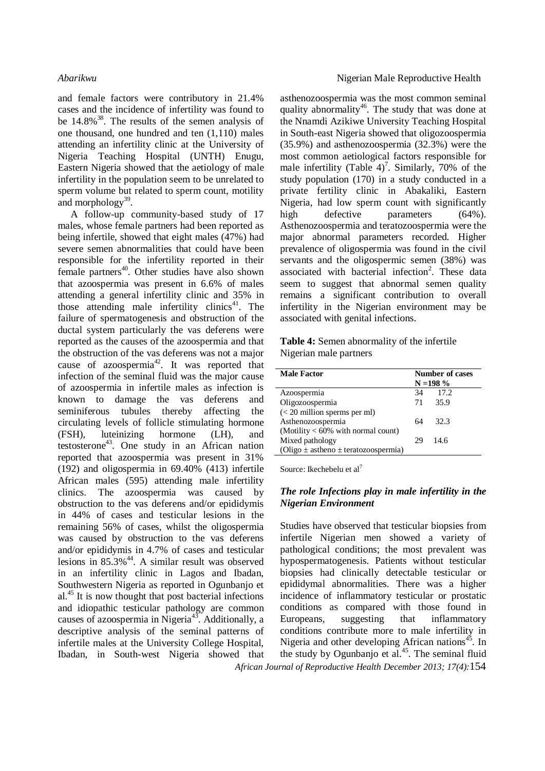and female factors were contributory in 21.4% cases and the incidence of infertility was found to be 14.8%[38]. The results of the semen analysis of one thousand, one hundred and ten (1,110) males attending an infertility clinic at the University of Nigeria Teaching Hospital (UNTH) Enugu, Eastern Nigeria showed that the aetiology of male infertility in the population seem to be unrelated to sperm volume but related to sperm count, motility and morphology[39].

A follow-up community-based study of 17 males, whose female partners had been reported as being infertile, showed that eight males (47%) had severe semen abnormalities that could have been responsible for the infertility reported in their female partners[40]. Other studies have also shown that azoospermia was present in 6.6% of males attending a general infertility clinic and 35% in those attending male infertility clinics[41]. The failure of spermatogenesis and obstruction of the ductal system particularly the vas deferens were reported as the causes of the azoospermia and that the obstruction of the vas deferens was not a major cause of azoospermia[42]. It was reported that infection of the seminal fluid was the major cause of azoospermia in infertile males as infection is known to damage the vas deferens and seminiferous tubules thereby affecting the circulating levels of follicle stimulating hormone (FSH), luteinizing hormone (LH), and testosterone[43]. One study in an African nation reported that azoospermia was present in 31% (192) and oligospermia in 69.40% (413) infertile African males (595) attending male infertility clinics. The azoospermia was caused by obstruction to the vas deferens and/or epididymis in 44% of cases and testicular lesions in the remaining 56% of cases, whilst the oligospermia was caused by obstruction to the vas deferens and/or epididymis in 4.7% of cases and testicular lesions in 85.3%[44]. A similar result was observed in an infertility clinic in Lagos and Ibadan, Southwestern Nigeria as reported in Ogunbanjo et al.[45] It is now thought that post bacterial infections and idiopathic testicular pathology are common causes of azoospermia in Nigeria[43]. Additionally, a descriptive analysis of the seminal patterns of infertile males at the University College Hospital, Ibadan, in South-west Nigeria showed that asthenozoospermia was the most common seminal quality abnormality[46]. The study that was done at the Nnamdi Azikiwe University Teaching Hospital in South-east Nigeria showed that oligozoospermia (35.9%) and asthenozoospermia (32.3%) were the most common aetiological factors responsible for male infertility (Table 4)[7]. Similarly, 70% of the study population (170) in a study conducted in a private fertility clinic in Abakaliki, Eastern Nigeria, had low sperm count with significantly high defective parameters (64%). Asthenozoospermia and teratozoospermia were the major abnormal parameters recorded. Higher prevalence of oligospermia was found in the civil servants and the oligospermic semen (38%) was associated with bacterial infection[2]. These data seem to suggest that abnormal semen quality remains a significant contribution to overall infertility in the Nigerian environment may be associated with genital infections.

**Table 4:** Semen abnormality of the infertile Nigerian male partners

| Male Factor | Number of cases N =198 | % |
|---|---|---|
| Azoospermia | 34 | 17.2 |
| Oligozoospermia (< 20 million sperms per ml) | 71 | 35.9 |
| Asthenozoospermia (Motility < 60% with normal count) | 64 | 32.3 |
| Mixed pathology (Oligo ± astheno ± teratozoospermia) | 29 | 14.6 |

Source: Ikechebelu et al[7]

### *The role Infections play in male infertility in the Nigerian Environment*

Studies have observed that testicular biopsies from infertile Nigerian men showed a variety of pathological conditions; the most prevalent was hypospermatogenesis. Patients without testicular biopsies had clinically detectable testicular or epididymal abnormalities. There was a higher incidence of inflammatory testicular or prostatic conditions as compared with those found in Europeans, suggesting that inflammatory conditions contribute more to male infertility in Nigeria and other developing African nations[45]. In the study by Ogunbanjo et al.[45]. The seminal fluid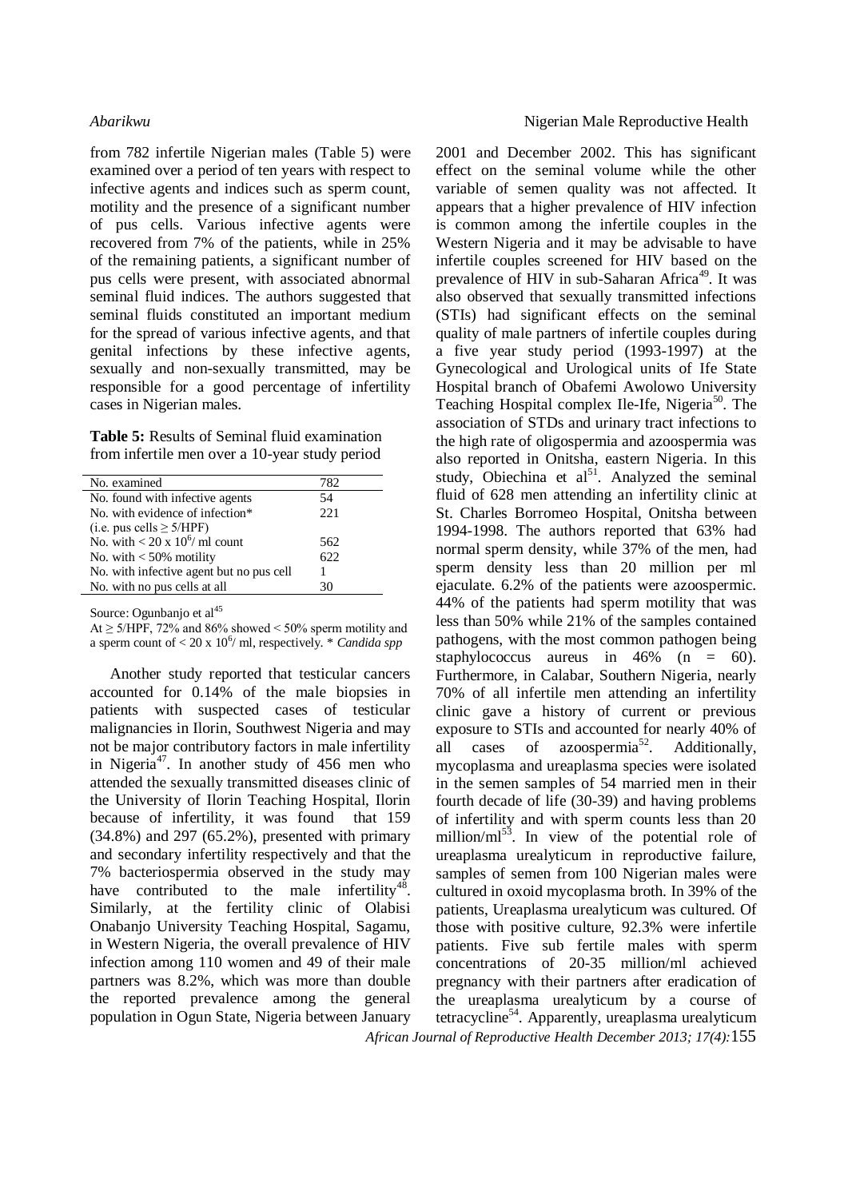from 782 infertile Nigerian males (Table 5) were examined over a period of ten years with respect to infective agents and indices such as sperm count, motility and the presence of a significant number of pus cells. Various infective agents were recovered from 7% of the patients, while in 25% of the remaining patients, a significant number of pus cells were present, with associated abnormal seminal fluid indices. The authors suggested that seminal fluids constituted an important medium for the spread of various infective agents, and that genital infections by these infective agents, sexually and non-sexually transmitted, may be responsible for a good percentage of infertility cases in Nigerian males.

**Table 5:** Results of Seminal fluid examination from infertile men over a 10-year study period

| No. examined | 782 |
|---|---|
| No. found with infective agents | 54 |
| No. with evidence of infection* (i.e. pus cells ≥ 5/HPF) | 221 |
| No. with < 20 x $10^6$/ ml count | 562 |
| No. with < 50% motility | 622 |
| No. with infective agent but no pus cell | 1 |
| No. with no pus cells at all | 30 |

Source: Ogunbanjo et al[45]

At ≥ 5/HPF, 72% and 86% showed < 50% sperm motility and a sperm count of < 20 x $10^6$/ ml, respectively. * *Candida spp*

Another study reported that testicular cancers accounted for 0.14% of the male biopsies in patients with suspected cases of testicular malignancies in Ilorin, Southwest Nigeria and may not be major contributory factors in male infertility in Nigeria[47]. In another study of 456 men who attended the sexually transmitted diseases clinic of the University of Ilorin Teaching Hospital, Ilorin because of infertility, it was found that 159 (34.8%) and 297 (65.2%), presented with primary and secondary infertility respectively and that the 7% bacteriospermia observed in the study may have contributed to the male infertility[48]. Similarly, at the fertility clinic of Olabisi Onabanjo University Teaching Hospital, Sagamu, in Western Nigeria, the overall prevalence of HIV infection among 110 women and 49 of their male partners was 8.2%, which was more than double the reported prevalence among the general population in Ogun State, Nigeria between January 2001 and December 2002. This has significant effect on the seminal volume while the other variable of semen quality was not affected. It appears that a higher prevalence of HIV infection is common among the infertile couples in the Western Nigeria and it may be advisable to have infertile couples screened for HIV based on the prevalence of HIV in sub-Saharan Africa[49]. It was also observed that sexually transmitted infections (STIs) had significant effects on the seminal quality of male partners of infertile couples during a five year study period (1993-1997) at the Gynecological and Urological units of Ife State Hospital branch of Obafemi Awolowo University Teaching Hospital complex Ile-Ife, Nigeria[50]. The association of STDs and urinary tract infections to the high rate of oligospermia and azoospermia was also reported in Onitsha, eastern Nigeria. In this study, Obiechina et al[51]. Analyzed the seminal fluid of 628 men attending an infertility clinic at St. Charles Borromeo Hospital, Onitsha between 1994-1998. The authors reported that 63% had normal sperm density, while 37% of the men, had sperm density less than 20 million per ml ejaculate. 6.2% of the patients were azoospermic. 44% of the patients had sperm motility that was less than 50% while 21% of the samples contained pathogens, with the most common pathogen being staphylococcus aureus in 46% (n = 60). Furthermore, in Calabar, Southern Nigeria, nearly 70% of all infertile men attending an infertility clinic gave a history of current or previous exposure to STIs and accounted for nearly 40% of all cases of azoospermia[52]. Additionally, mycoplasma and ureaplasma species were isolated in the semen samples of 54 married men in their fourth decade of life (30-39) and having problems of infertility and with sperm counts less than 20 million/ml[53]. In view of the potential role of ureaplasma urealyticum in reproductive failure, samples of semen from 100 Nigerian males were cultured in oxoid mycoplasma broth. In 39% of the patients, Ureaplasma urealyticum was cultured. Of those with positive culture, 92.3% were infertile patients. Five sub fertile males with sperm concentrations of 20-35 million/ml achieved pregnancy with their partners after eradication of the ureaplasma urealyticum by a course of tetracycline[54]. Apparently, ureaplasma urealyticum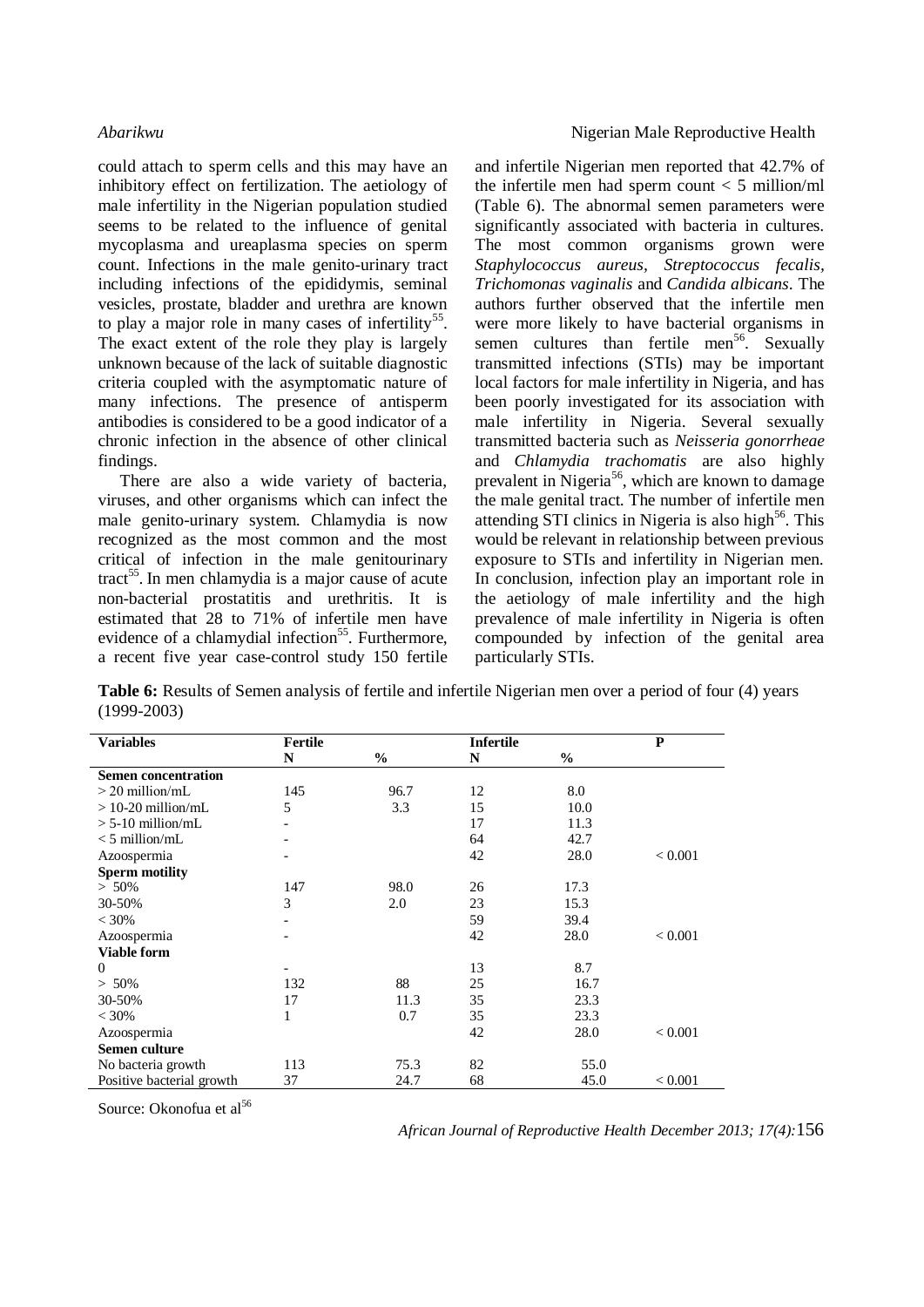could attach to sperm cells and this may have an inhibitory effect on fertilization. The aetiology of male infertility in the Nigerian population studied seems to be related to the influence of genital mycoplasma and ureaplasma species on sperm count. Infections in the male genito-urinary tract including infections of the epididymis, seminal vesicles, prostate, bladder and urethra are known to play a major role in many cases of infertility[55]. The exact extent of the role they play is largely unknown because of the lack of suitable diagnostic criteria coupled with the asymptomatic nature of many infections. The presence of antisperm antibodies is considered to be a good indicator of a chronic infection in the absence of other clinical findings.

There are also a wide variety of bacteria, viruses, and other organisms which can infect the male genito-urinary system. Chlamydia is now recognized as the most common and the most critical of infection in the male genitourinary tract[55]. In men chlamydia is a major cause of acute non-bacterial prostatitis and urethritis. It is estimated that 28 to 71% of infertile men have evidence of a chlamydial infection[55]. Furthermore, a recent five year case-control study 150 fertile and infertile Nigerian men reported that 42.7% of the infertile men had sperm count < 5 million/ml (Table 6). The abnormal semen parameters were significantly associated with bacteria in cultures. The most common organisms grown were *Staphylococcus aureus*, *Streptococcus fecalis*, *Trichomonas vaginalis* and *Candida albicans*. The authors further observed that the infertile men were more likely to have bacterial organisms in semen cultures than fertile men[56]. Sexually transmitted infections (STIs) may be important local factors for male infertility in Nigeria, and has been poorly investigated for its association with male infertility in Nigeria. Several sexually transmitted bacteria such as *Neisseria gonorrheae* and *Chlamydia trachomatis* are also highly prevalent in Nigeria[56], which are known to damage the male genital tract. The number of infertile men attending STI clinics in Nigeria is also high[56]. This would be relevant in relationship between previous exposure to STIs and infertility in Nigerian men. In conclusion, infection play an important role in the aetiology of male infertility and the high prevalence of male infertility in Nigeria is often compounded by infection of the genital area particularly STIs.

**Table 6:** Results of Semen analysis of fertile and infertile Nigerian men over a period of four (4) years (1999-2003)

| Variables | Fertile | | Infertile | | P |
|---|---|---|---|---|---|
| | N | % | N | % | |
| **Semen concentration** | | | | | |
| > 20 million/mL | 145 | 96.7 | 12 | 8.0 | |
| > 10-20 million/mL | 5 | 3.3 | 15 | 10.0 | |
| > 5-10 million/mL | - | | 17 | 11.3 | |
| < 5 million/mL | - | | 64 | 42.7 | |
| Azoospermia | - | | 42 | 28.0 | < 0.001 |
| **Sperm motility** | | | | | |
| > 50% | 147 | 98.0 | 26 | 17.3 | |
| 30-50% | 3 | 2.0 | 23 | 15.3 | |
| < 30% | - | | 59 | 39.4 | |
| Azoospermia | - | | 42 | 28.0 | < 0.001 |
| **Viable form** | | | | | |
| 0 | - | | 13 | 8.7 | |
| > 50% | 132 | 88 | 25 | 16.7 | |
| 30-50% | 17 | 11.3 | 35 | 23.3 | |
| < 30% | 1 | 0.7 | 35 | 23.3 | |
| Azoospermia | | | 42 | 28.0 | < 0.001 |
| **Semen culture** | | | | | |
| No bacteria growth | 113 | 75.3 | 82 | 55.0 | |
| Positive bacterial growth | 37 | 24.7 | 68 | 45.0 | < 0.001 |

Source: Okonofua et al[56]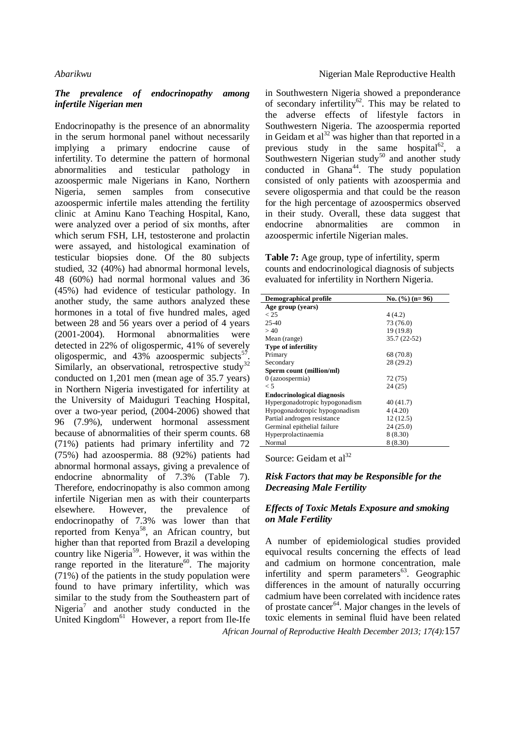### *The prevalence of endocrinopathy among infertile Nigerian men*

Endocrinopathy is the presence of an abnormality in the serum hormonal panel without necessarily implying a primary endocrine cause of infertility. To determine the pattern of hormonal abnormalities and testicular pathology in azoospermic male Nigerians in Kano, Northern Nigeria, semen samples from consecutive azoospermic infertile males attending the fertility clinic at Aminu Kano Teaching Hospital, Kano, were analyzed over a period of six months, after which serum FSH, LH, testosterone and prolactin were assayed, and histological examination of testicular biopsies done. Of the 80 subjects studied, 32 (40%) had abnormal hormonal levels, 48 (60%) had normal hormonal values and 36 (45%) had evidence of testicular pathology. In another study, the same authors analyzed these hormones in a total of five hundred males, aged between 28 and 56 years over a period of 4 years (2001-2004). Hormonal abnormalities were detected in 22% of oligospermic, 41% of severely oligospermic, and 43% azoospermic subjects[57]. Similarly, an observational, retrospective study[32] conducted on 1,201 men (mean age of 35.7 years) in Northern Nigeria investigated for infertility at the University of Maiduguri Teaching Hospital, over a two-year period, (2004-2006) showed that 96 (7.9%), underwent hormonal assessment because of abnormalities of their sperm counts. 68 (71%) patients had primary infertility and 72 (75%) had azoospermia. 88 (92%) patients had abnormal hormonal assays, giving a prevalence of endocrine abnormality of 7.3% (Table 7). Therefore, endocrinopathy is also common among infertile Nigerian men as with their counterparts elsewhere. However, the prevalence of endocrinopathy of 7.3% was lower than that reported from Kenya[58], an African country, but higher than that reported from Brazil a developing country like Nigeria[59]. However, it was within the range reported in the literature[60]. The majority (71%) of the patients in the study population were found to have primary infertility, which was similar to the study from the Southeastern part of Nigeria[7] and another study conducted in the United Kingdom[61] However, a report from Ile-Ife in Southwestern Nigeria showed a preponderance of secondary infertility[62]. This may be related to the adverse effects of lifestyle factors in Southwestern Nigeria. The azoospermia reported in Geidam et al[32] was higher than that reported in a previous study in the same hospital[62], a Southwestern Nigerian study[50] and another study conducted in Ghana[44]. The study population consisted of only patients with azoospermia and severe oligospermia and that could be the reason for the high percentage of azoospermics observed in their study. Overall, these data suggest that endocrine abnormalities are common in azoospermic infertile Nigerian males.

**Table 7:** Age group, type of infertility, sperm counts and endocrinological diagnosis of subjects evaluated for infertility in Northern Nigeria.

| Demographical profile | No. (%) (n= 96) |
|---|---|
| **Age group (years)** | |
| < 25 | 4 (4.2) |
| 25-40 | 73 (76.0) |
| > 40 | 19 (19.8) |
| Mean (range) | 35.7 (22-52) |
| **Type of infertility** | |
| Primary | 68 (70.8) |
| Secondary | 28 (29.2) |
| **Sperm count (million/ml)** | |
| 0 (azoospermia) | 72 (75) |
| < 5 | 24 (25) |
| **Endocrinological diagnosis** | |
| Hypergonadotropic hypogonadism | 40 (41.7) |
| Hypogonadotropic hypogonadism | 4 (4.20) |
| Partial androgen resistance | 12 (12.5) |
| Germinal epithelial failure | 24 (25.0) |
| Hyperprolactinaemia | 8 (8.30) |
| Normal | 8 (8.30) |

Source: Geidam et al[32]

### *Risk Factors that may be Responsible for the Decreasing Male Fertility*

### *Effects of Toxic Metals Exposure and smoking on Male Fertility*

A number of epidemiological studies provided equivocal results concerning the effects of lead and cadmium on hormone concentration, male infertility and sperm parameters[63]. Geographic differences in the amount of naturally occurring cadmium have been correlated with incidence rates of prostate cancer[64]. Major changes in the levels of toxic elements in seminal fluid have been related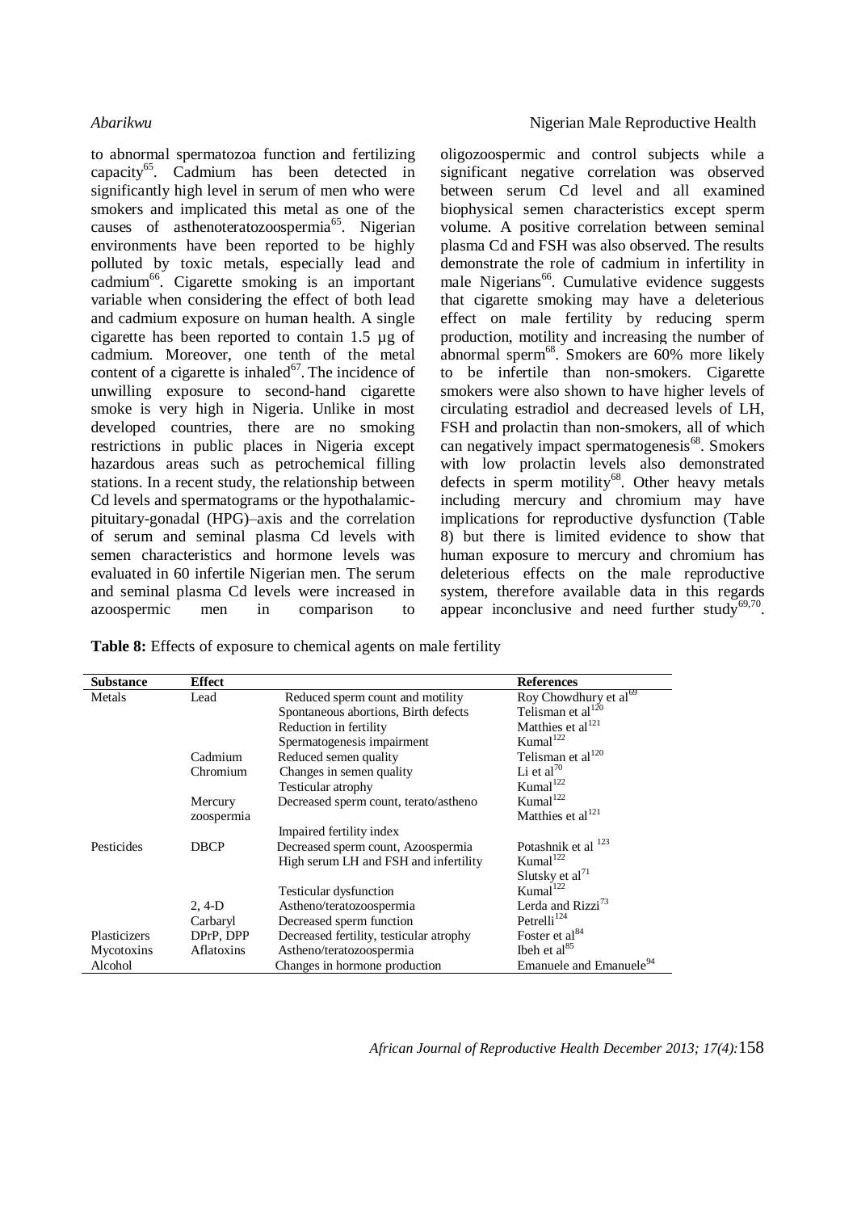to abnormal spermatozoa function and fertilizing capacity[65]. Cadmium has been detected in significantly high level in serum of men who were smokers and implicated this metal as one of the causes of asthenoteratozoospermia[65]. Nigerian environments have been reported to be highly polluted by toxic metals, especially lead and cadmium[66]. Cigarette smoking is an important variable when considering the effect of both lead and cadmium exposure on human health. A single cigarette has been reported to contain 1.5 µg of cadmium. Moreover, one tenth of the metal content of a cigarette is inhaled[67]. The incidence of unwilling exposure to second-hand cigarette smoke is very high in Nigeria. Unlike in most developed countries, there are no smoking restrictions in public places in Nigeria except hazardous areas such as petrochemical filling stations. In a recent study, the relationship between Cd levels and spermatograms or the hypothalamic-pituitary-gonadal (HPG)–axis and the correlation of serum and seminal plasma Cd levels with semen characteristics and hormone levels was evaluated in 60 infertile Nigerian men. The serum and seminal plasma Cd levels were increased in azoospermic men in comparison to oligozoospermic and control subjects while a significant negative correlation was observed between serum Cd level and all examined biophysical semen characteristics except sperm volume. A positive correlation between seminal plasma Cd and FSH was also observed. The results demonstrate the role of cadmium in infertility in male Nigerians[66]. Cumulative evidence suggests that cigarette smoking may have a deleterious effect on male fertility by reducing sperm production, motility and increasing the number of abnormal sperm[68]. Smokers are 60% more likely to be infertile than non-smokers. Cigarette smokers were also shown to have higher levels of circulating estradiol and decreased levels of LH, FSH and prolactin than non-smokers, all of which can negatively impact spermatogenesis[68]. Smokers with low prolactin levels also demonstrated defects in sperm motility[68]. Other heavy metals including mercury and chromium may have implications for reproductive dysfunction (Table 8) but there is limited evidence to show that human exposure to mercury and chromium has deleterious effects on the male reproductive system, therefore available data in this regards appear inconclusive and need further study[69,70].

**Table 8:** Effects of exposure to chemical agents on male fertility

| Substance | Effect | | References |
|---|---|---|---|
| Metals | Lead | Reduced sperm count and motility | Roy Chowdhury et al[69] |
| | | Spontaneous abortions, Birth defects | Telisman et al[120] |
| | | Reduction in fertility | Matthies et al[121] |
| | | Spermatogenesis impairment | Kumal[122] |
| | Cadmium | Reduced semen quality | Telisman et al[120] |
| | Chromium | Changes in semen quality | Li et al[70] |
| | | Testicular atrophy | Kumal[122] |
| | Mercury | Decreased sperm count, terato/astheno | Kumal[122] |
| | zoospermia | | Matthies et al[121] |
| | | Impaired fertility index | |
| Pesticides | DBCP | Decreased sperm count, Azoospermia | Potashnik et al [123] |
| | | High serum LH and FSH and infertility | Kumal[122] |
| | | | Slutsky et al[71] |
| | | Testicular dysfunction | Kumal[122] |
| | 2, 4-D | Astheno/teratozoospermia | Lerda and Rizzi[73] |
| | Carbaryl | Decreased sperm function | Petrelli[124] |
| Plasticizers | DPrP, DPP | Decreased fertility, testicular atrophy | Foster et al[84] |
| Mycotoxins | Aflatoxins | Astheno/teratozoospermia | Ibeh et al[85] |
| Alcohol | | Changes in hormone production | Emanuele and Emanuele[94] |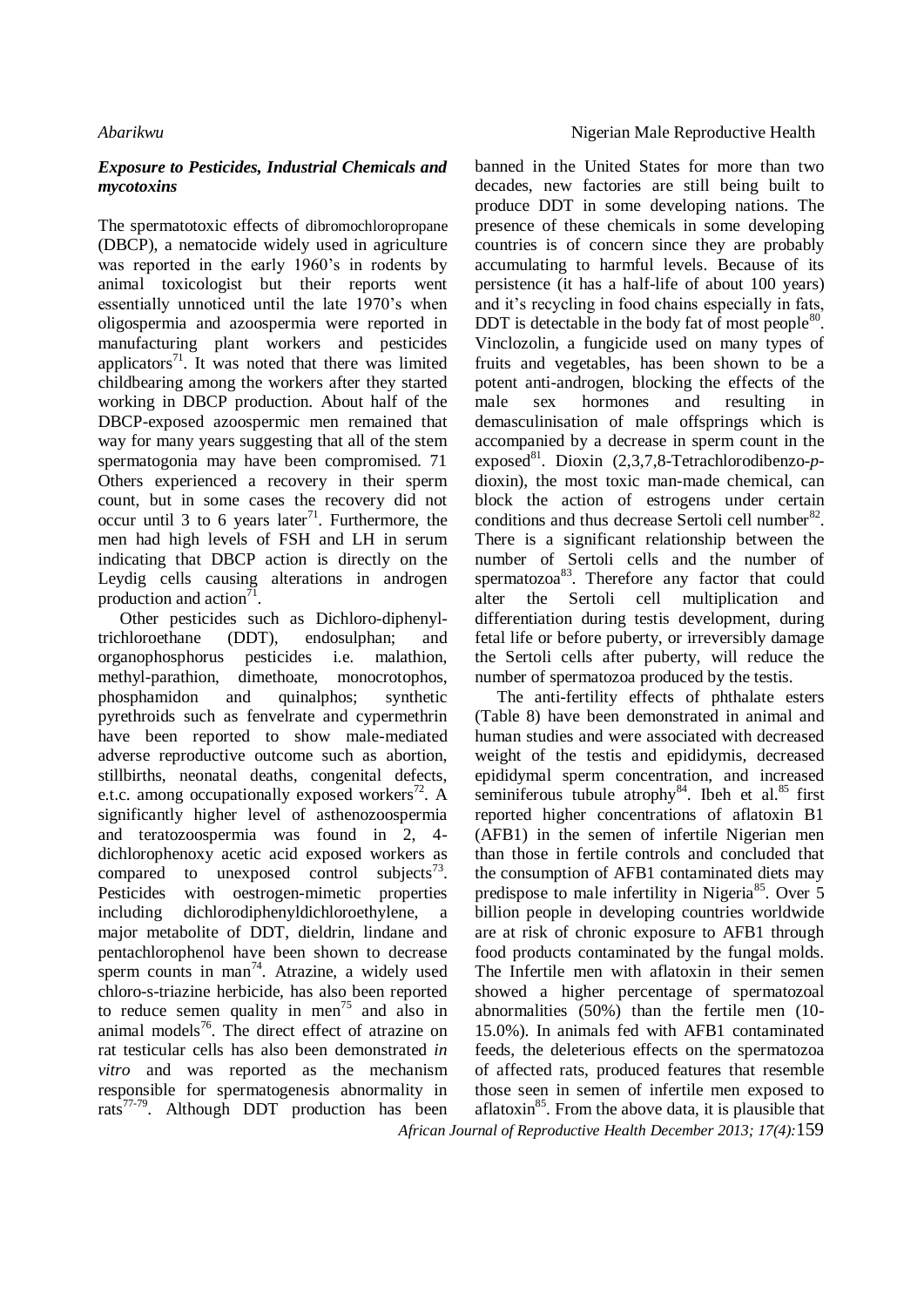### *Exposure to Pesticides, Industrial Chemicals and mycotoxins*

The spermatotoxic effects of dibromochloropropane (DBCP), a nematocide widely used in agriculture was reported in the early 1960's in rodents by animal toxicologist but their reports went essentially unnoticed until the late 1970's when oligospermia and azoospermia were reported in manufacturing plant workers and pesticides applicators[71]. It was noted that there was limited childbearing among the workers after they started working in DBCP production. About half of the DBCP-exposed azoospermic men remained that way for many years suggesting that all of the stem spermatogonia may have been compromised. 71 Others experienced a recovery in their sperm count, but in some cases the recovery did not occur until 3 to 6 years later[71]. Furthermore, the men had high levels of FSH and LH in serum indicating that DBCP action is directly on the Leydig cells causing alterations in androgen production and action[71].

Other pesticides such as Dichloro-diphenyl-trichloroethane (DDT), endosulphan; and organophosphorus pesticides i.e. malathion, methyl-parathion, dimethoate, monocrotophos, phosphamidon and quinalphos; synthetic pyrethroids such as fenvelrate and cypermethrin have been reported to show male-mediated adverse reproductive outcome such as abortion, stillbirths, neonatal deaths, congenital defects, e.t.c. among occupationally exposed workers[72]. A significantly higher level of asthenozoospermia and teratozoospermia was found in 2, 4-dichlorophenoxy acetic acid exposed workers as compared to unexposed control subjects[73]. Pesticides with oestrogen-mimetic properties including dichlorodiphenyldichloroethylene, a major metabolite of DDT, dieldrin, lindane and pentachlorophenol have been shown to decrease sperm counts in man[74]. Atrazine, a widely used chloro-s-triazine herbicide, has also been reported to reduce semen quality in men[75] and also in animal models[76]. The direct effect of atrazine on rat testicular cells has also been demonstrated *in vitro* and was reported as the mechanism responsible for spermatogenesis abnormality in rats[77-79]. Although DDT production has been banned in the United States for more than two decades, new factories are still being built to produce DDT in some developing nations. The presence of these chemicals in some developing countries is of concern since they are probably accumulating to harmful levels. Because of its persistence (it has a half-life of about 100 years) and it's recycling in food chains especially in fats, DDT is detectable in the body fat of most people[80]. Vinclozolin, a fungicide used on many types of fruits and vegetables, has been shown to be a potent anti-androgen, blocking the effects of the male sex hormones and resulting in demasculinisation of male offsprings which is accompanied by a decrease in sperm count in the exposed[81]. Dioxin (2,3,7,8-Tetrachlorodibenzo-*p*-dioxin), the most toxic man-made chemical, can block the action of estrogens under certain conditions and thus decrease Sertoli cell number[82]. There is a significant relationship between the number of Sertoli cells and the number of spermatozoa[83]. Therefore any factor that could alter the Sertoli cell multiplication and differentiation during testis development, during fetal life or before puberty, or irreversibly damage the Sertoli cells after puberty, will reduce the number of spermatozoa produced by the testis.

The anti-fertility effects of phthalate esters (Table 8) have been demonstrated in animal and human studies and were associated with decreased weight of the testis and epididymis, decreased epididymal sperm concentration, and increased seminiferous tubule atrophy[84]. Ibeh et al.[85] first reported higher concentrations of aflatoxin B1 (AFB1) in the semen of infertile Nigerian men than those in fertile controls and concluded that the consumption of AFB1 contaminated diets may predispose to male infertility in Nigeria[85]. Over 5 billion people in developing countries worldwide are at risk of chronic exposure to AFB1 through food products contaminated by the fungal molds. The Infertile men with aflatoxin in their semen showed a higher percentage of spermatozoal abnormalities (50%) than the fertile men (10-15.0%). In animals fed with AFB1 contaminated feeds, the deleterious effects on the spermatozoa of affected rats, produced features that resemble those seen in semen of infertile men exposed to aflatoxin[85]. From the above data, it is plausible that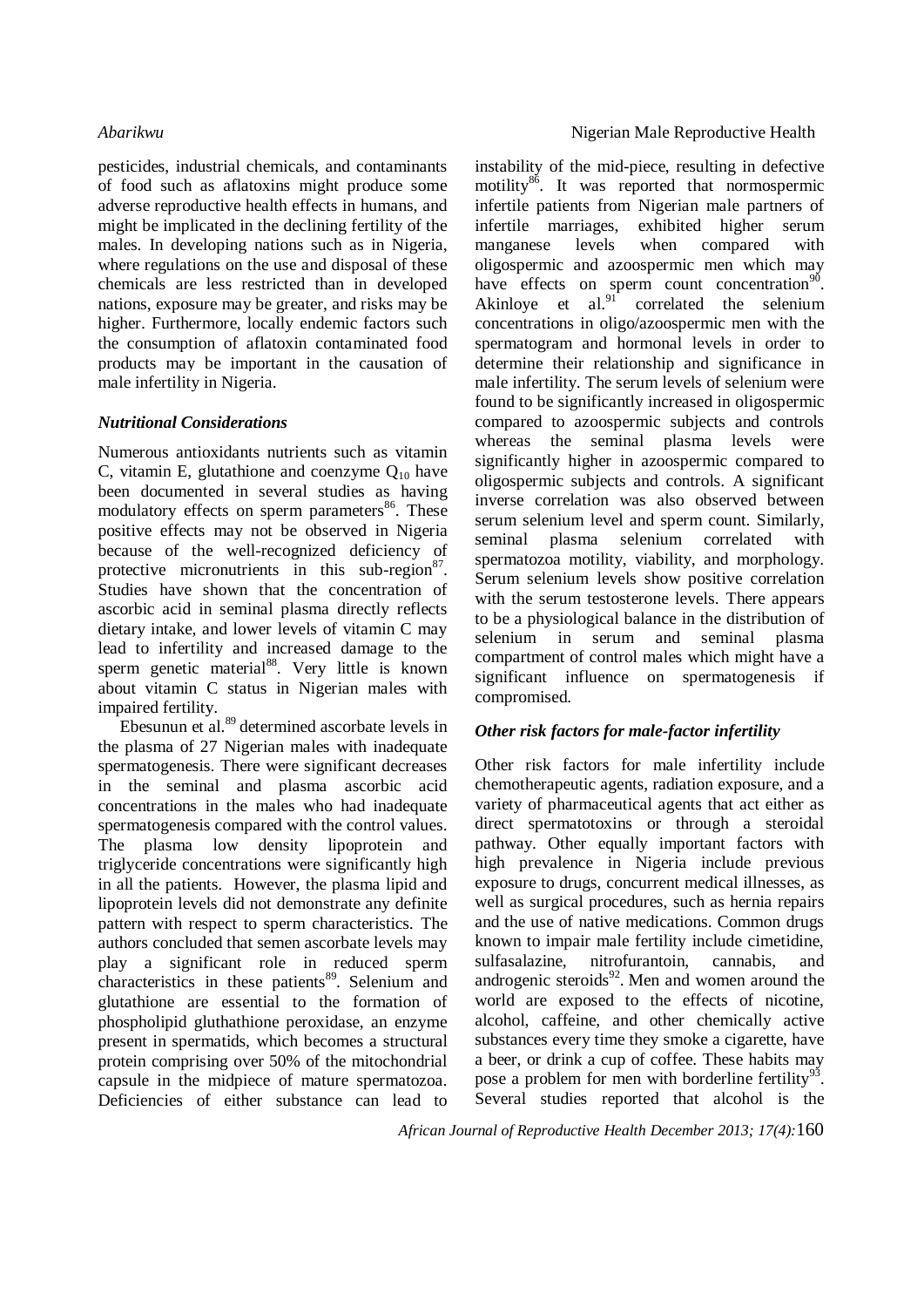pesticides, industrial chemicals, and contaminants of food such as aflatoxins might produce some adverse reproductive health effects in humans, and might be implicated in the declining fertility of the males. In developing nations such as in Nigeria, where regulations on the use and disposal of these chemicals are less restricted than in developed nations, exposure may be greater, and risks may be higher. Furthermore, locally endemic factors such the consumption of aflatoxin contaminated food products may be important in the causation of male infertility in Nigeria.

### *Nutritional Considerations*

Numerous antioxidants nutrients such as vitamin C, vitamin E, glutathione and coenzyme $Q_{10}$ have been documented in several studies as having modulatory effects on sperm parameters[86]. These positive effects may not be observed in Nigeria because of the well-recognized deficiency of protective micronutrients in this sub-region[87]. Studies have shown that the concentration of ascorbic acid in seminal plasma directly reflects dietary intake, and lower levels of vitamin C may lead to infertility and increased damage to the sperm genetic material[88]. Very little is known about vitamin C status in Nigerian males with impaired fertility.

Ebesunun et al.[89] determined ascorbate levels in the plasma of 27 Nigerian males with inadequate spermatogenesis. There were significant decreases in the seminal and plasma ascorbic acid concentrations in the males who had inadequate spermatogenesis compared with the control values. The plasma low density lipoprotein and triglyceride concentrations were significantly high in all the patients. However, the plasma lipid and lipoprotein levels did not demonstrate any definite pattern with respect to sperm characteristics. The authors concluded that semen ascorbate levels may play a significant role in reduced sperm characteristics in these patients[89]. Selenium and glutathione are essential to the formation of phospholipid gluthathione peroxidase, an enzyme present in spermatids, which becomes a structural protein comprising over 50% of the mitochondrial capsule in the midpiece of mature spermatozoa. Deficiencies of either substance can lead to instability of the mid-piece, resulting in defective motility[86]. It was reported that normospermic infertile patients from Nigerian male partners of infertile marriages, exhibited higher serum manganese levels when compared with oligospermic and azoospermic men which may have effects on sperm count concentration[90]. Akinloye et al.[91] correlated the selenium concentrations in oligo/azoospermic men with the spermatogram and hormonal levels in order to determine their relationship and significance in male infertility. The serum levels of selenium were found to be significantly increased in oligospermic compared to azoospermic subjects and controls whereas the seminal plasma levels were significantly higher in azoospermic compared to oligospermic subjects and controls. A significant inverse correlation was also observed between serum selenium level and sperm count. Similarly, seminal plasma selenium correlated with spermatozoa motility, viability, and morphology. Serum selenium levels show positive correlation with the serum testosterone levels. There appears to be a physiological balance in the distribution of selenium in serum and seminal plasma compartment of control males which might have a significant influence on spermatogenesis if compromised.

### *Other risk factors for male-factor infertility*

Other risk factors for male infertility include chemotherapeutic agents, radiation exposure, and a variety of pharmaceutical agents that act either as direct spermatotoxins or through a steroidal pathway. Other equally important factors with high prevalence in Nigeria include previous exposure to drugs, concurrent medical illnesses, as well as surgical procedures, such as hernia repairs and the use of native medications. Common drugs known to impair male fertility include cimetidine, sulfasalazine, nitrofurantoin, cannabis, and androgenic steroids[92]. Men and women around the world are exposed to the effects of nicotine, alcohol, caffeine, and other chemically active substances every time they smoke a cigarette, have a beer, or drink a cup of coffee. These habits may pose a problem for men with borderline fertility[93]. Several studies reported that alcohol is the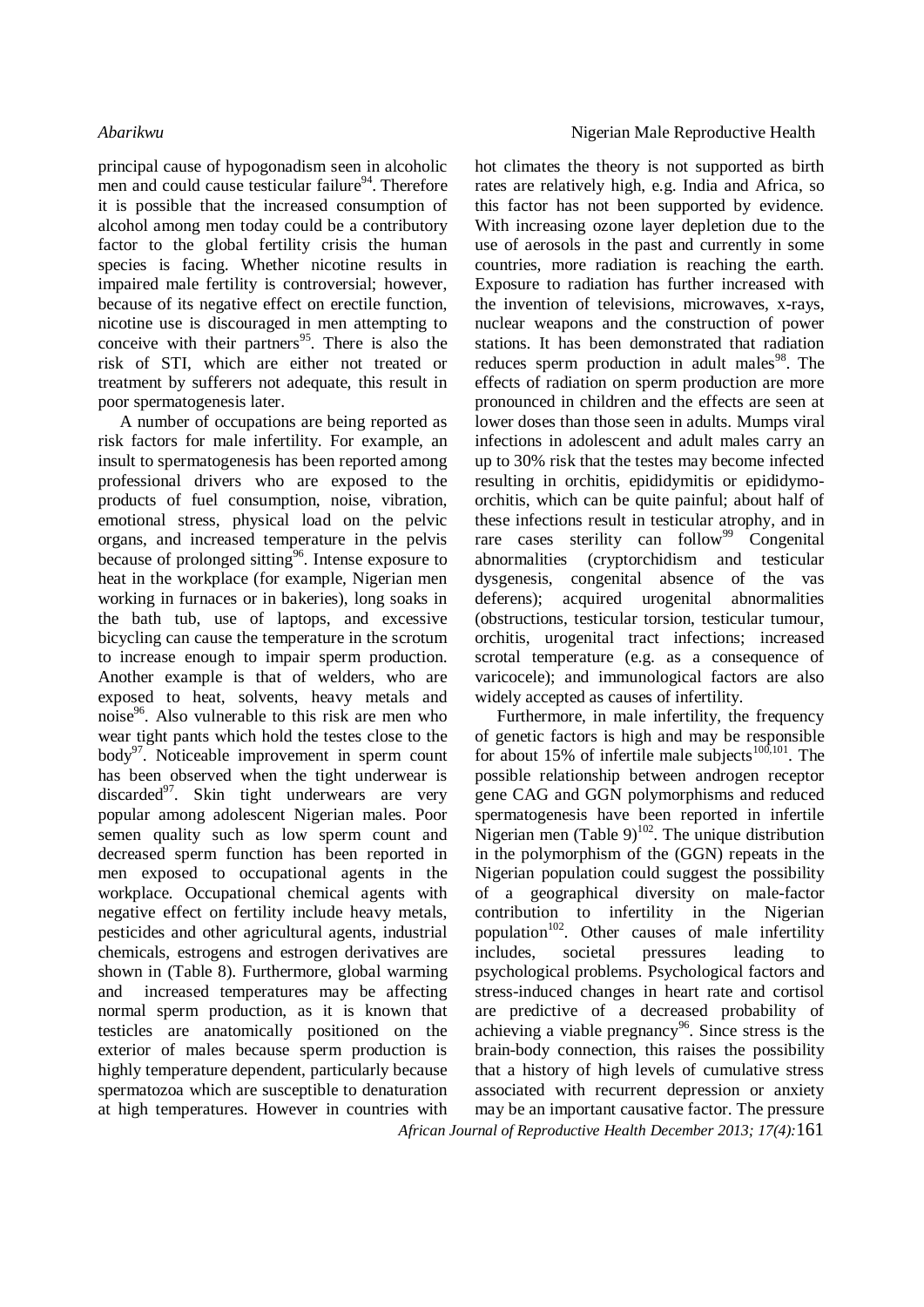principal cause of hypogonadism seen in alcoholic men and could cause testicular failure[94]. Therefore it is possible that the increased consumption of alcohol among men today could be a contributory factor to the global fertility crisis the human species is facing. Whether nicotine results in impaired male fertility is controversial; however, because of its negative effect on erectile function, nicotine use is discouraged in men attempting to conceive with their partners[95]. There is also the risk of STI, which are either not treated or treatment by sufferers not adequate, this result in poor spermatogenesis later.

A number of occupations are being reported as risk factors for male infertility. For example, an insult to spermatogenesis has been reported among professional drivers who are exposed to the products of fuel consumption, noise, vibration, emotional stress, physical load on the pelvic organs, and increased temperature in the pelvis because of prolonged sitting[96]. Intense exposure to heat in the workplace (for example, Nigerian men working in furnaces or in bakeries), long soaks in the bath tub, use of laptops, and excessive bicycling can cause the temperature in the scrotum to increase enough to impair sperm production. Another example is that of welders, who are exposed to heat, solvents, heavy metals and noise[96]. Also vulnerable to this risk are men who wear tight pants which hold the testes close to the body[97]. Noticeable improvement in sperm count has been observed when the tight underwear is discarded[97]. Skin tight underwears are very popular among adolescent Nigerian males. Poor semen quality such as low sperm count and decreased sperm function has been reported in men exposed to occupational agents in the workplace. Occupational chemical agents with negative effect on fertility include heavy metals, pesticides and other agricultural agents, industrial chemicals, estrogens and estrogen derivatives are shown in (Table 8). Furthermore, global warming and increased temperatures may be affecting normal sperm production, as it is known that testicles are anatomically positioned on the exterior of males because sperm production is highly temperature dependent, particularly because spermatozoa which are susceptible to denaturation at high temperatures. However in countries with hot climates the theory is not supported as birth rates are relatively high, e.g. India and Africa, so this factor has not been supported by evidence. With increasing ozone layer depletion due to the use of aerosols in the past and currently in some countries, more radiation is reaching the earth. Exposure to radiation has further increased with the invention of televisions, microwaves, x-rays, nuclear weapons and the construction of power stations. It has been demonstrated that radiation reduces sperm production in adult males[98]. The effects of radiation on sperm production are more pronounced in children and the effects are seen at lower doses than those seen in adults. Mumps viral infections in adolescent and adult males carry an up to 30% risk that the testes may become infected resulting in orchitis, epididymitis or epididymo-orchitis, which can be quite painful; about half of these infections result in testicular atrophy, and in rare cases sterility can follow[99] Congenital abnormalities (cryptorchidism and testicular dysgenesis, congenital absence of the vas deferens); acquired urogenital abnormalities (obstructions, testicular torsion, testicular tumour, orchitis, urogenital tract infections; increased scrotal temperature (e.g. as a consequence of varicocele); and immunological factors are also widely accepted as causes of infertility.

Furthermore, in male infertility, the frequency of genetic factors is high and may be responsible for about 15% of infertile male subjects[100,101]. The possible relationship between androgen receptor gene CAG and GGN polymorphisms and reduced spermatogenesis have been reported in infertile Nigerian men (Table 9)[102]. The unique distribution in the polymorphism of the (GGN) repeats in the Nigerian population could suggest the possibility of a geographical diversity on male-factor contribution to infertility in the Nigerian population[102]. Other causes of male infertility includes, societal pressures leading to psychological problems. Psychological factors and stress-induced changes in heart rate and cortisol are predictive of a decreased probability of achieving a viable pregnancy[96]. Since stress is the brain-body connection, this raises the possibility that a history of high levels of cumulative stress associated with recurrent depression or anxiety may be an important causative factor. The pressure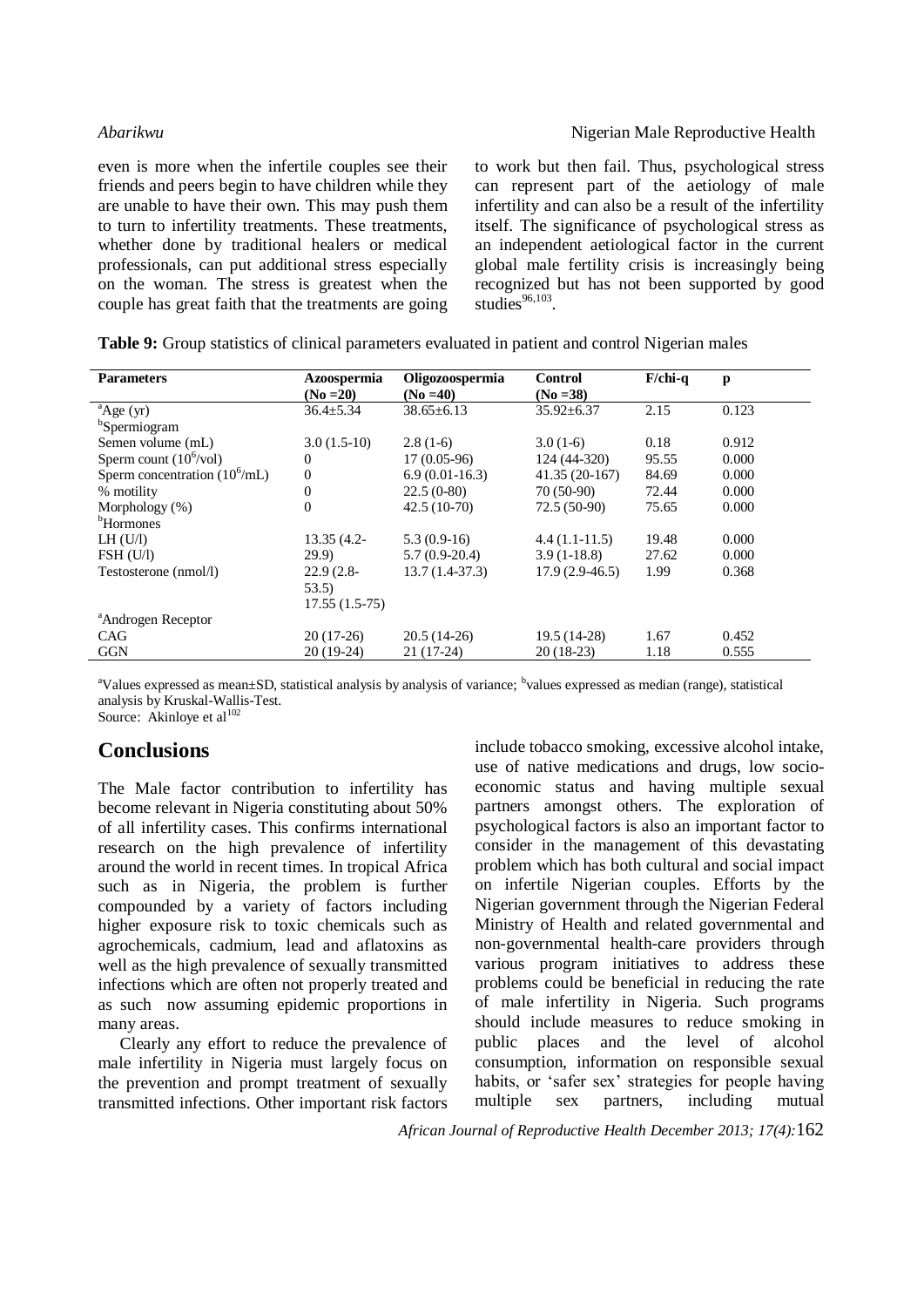even is more when the infertile couples see their friends and peers begin to have children while they are unable to have their own. This may push them to turn to infertility treatments. These treatments, whether done by traditional healers or medical professionals, can put additional stress especially on the woman. The stress is greatest when the couple has great faith that the treatments are going to work but then fail. Thus, psychological stress can represent part of the aetiology of male infertility and can also be a result of the infertility itself. The significance of psychological stress as an independent aetiological factor in the current global male fertility crisis is increasingly being recognized but has not been supported by good studies[96,103].

**Table 9:** Group statistics of clinical parameters evaluated in patient and control Nigerian males

| Parameters | Azoospermia (No =20) | Oligozoospermia (No =40) | Control (No =38) | F/chi-q | p |
|---|---|---|---|---|---|
| [a]Age (yr) | 36.4±5.34 | 38.65±6.13 | 35.92±6.37 | 2.15 | 0.123 |
| [b]Spermiogram | | | | | |
| Semen volume (mL) | 3.0 (1.5-10) | 2.8 (1-6) | 3.0 (1-6) | 0.18 | 0.912 |
| Sperm count ($10^6$/vol) | 0 | 17 (0.05-96) | 124 (44-320) | 95.55 | 0.000 |
| Sperm concentration ($10^6$/mL) | 0 | 6.9 (0.01-16.3) | 41.35 (20-167) | 84.69 | 0.000 |
| % motility | 0 | 22.5 (0-80) | 70 (50-90) | 72.44 | 0.000 |
| Morphology (%) | 0 | 42.5 (10-70) | 72.5 (50-90) | 75.65 | 0.000 |
| [b]Hormones | | | | | |
| LH (U/l) | 13.35 (4.2-29.9) | 5.3 (0.9-16) | 4.4 (1.1-11.5) | 19.48 | 0.000 |
| FSH (U/l) | 22.9 (2.8-53.5) | 5.7 (0.9-20.4) | 3.9 (1-18.8) | 27.62 | 0.000 |
| Testosterone (nmol/l) | 17.55 (1.5-75) | 13.7 (1.4-37.3) | 17.9 (2.9-46.5) | 1.99 | 0.368 |
| [a]Androgen Receptor | | | | | |
| CAG | 20 (17-26) | 20.5 (14-26) | 19.5 (14-28) | 1.67 | 0.452 |
| GGN | 20 (19-24) | 21 (17-24) | 20 (18-23) | 1.18 | 0.555 |

[a]Values expressed as mean±SD, statistical analysis by analysis of variance; [b]values expressed as median (range), statistical analysis by Kruskal-Wallis-Test.
Source: Akinloye et al[102]

## Conclusions

The Male factor contribution to infertility has become relevant in Nigeria constituting about 50% of all infertility cases. This confirms international research on the high prevalence of infertility around the world in recent times. In tropical Africa such as in Nigeria, the problem is further compounded by a variety of factors including higher exposure risk to toxic chemicals such as agrochemicals, cadmium, lead and aflatoxins as well as the high prevalence of sexually transmitted infections which are often not properly treated and as such now assuming epidemic proportions in many areas.

Clearly any effort to reduce the prevalence of male infertility in Nigeria must largely focus on the prevention and prompt treatment of sexually transmitted infections. Other important risk factors include tobacco smoking, excessive alcohol intake, use of native medications and drugs, low socio-economic status and having multiple sexual partners amongst others. The exploration of psychological factors is also an important factor to consider in the management of this devastating problem which has both cultural and social impact on infertile Nigerian couples. Efforts by the Nigerian government through the Nigerian Federal Ministry of Health and related governmental and non-governmental health-care providers through various program initiatives to address these problems could be beneficial in reducing the rate of male infertility in Nigeria. Such programs should include measures to reduce smoking in public places and the level of alcohol consumption, information on responsible sexual habits, or 'safer sex' strategies for people having multiple sex partners, including mutual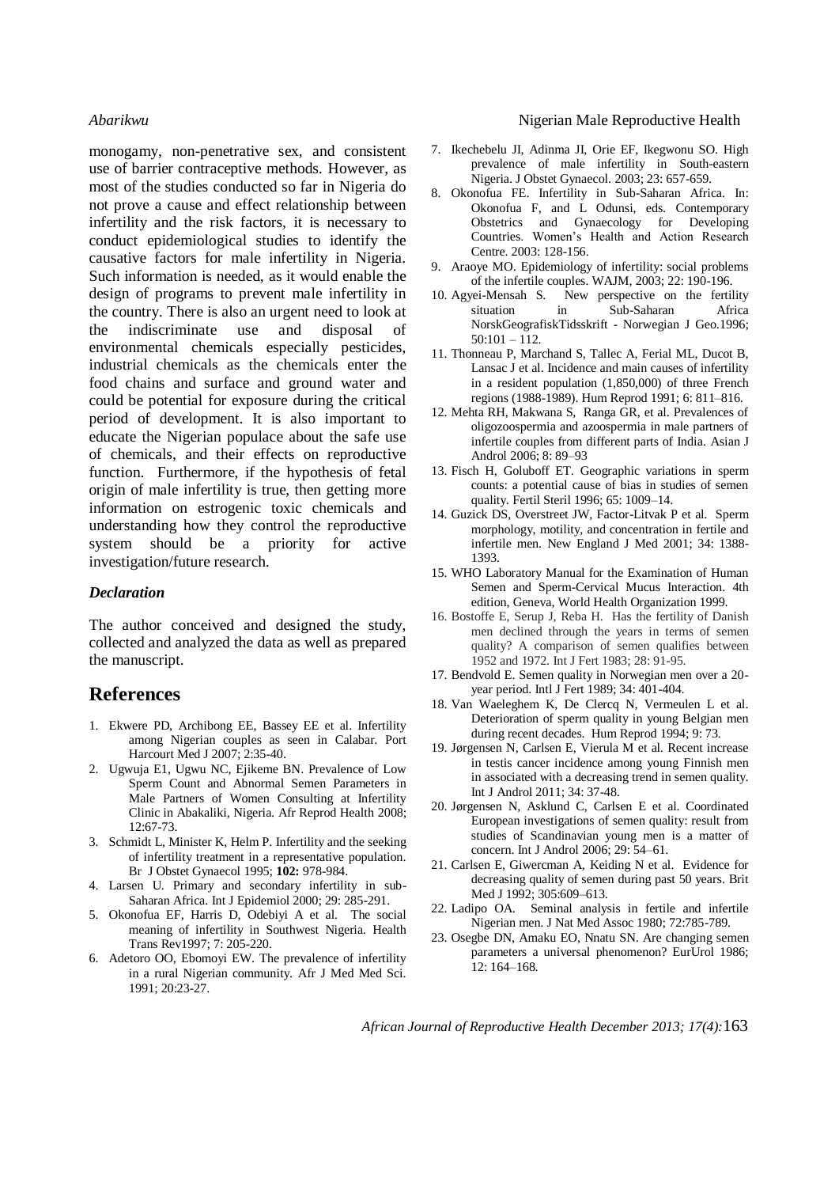monogamy, non-penetrative sex, and consistent use of barrier contraceptive methods. However, as most of the studies conducted so far in Nigeria do not prove a cause and effect relationship between infertility and the risk factors, it is necessary to conduct epidemiological studies to identify the causative factors for male infertility in Nigeria. Such information is needed, as it would enable the design of programs to prevent male infertility in the country. There is also an urgent need to look at the indiscriminate use and disposal of environmental chemicals especially pesticides, industrial chemicals as the chemicals enter the food chains and surface and ground water and could be potential for exposure during the critical period of development. It is also important to educate the Nigerian populace about the safe use of chemicals, and their effects on reproductive function. Furthermore, if the hypothesis of fetal origin of male infertility is true, then getting more information on estrogenic toxic chemicals and understanding how they control the reproductive system should be a priority for active investigation/future research.

### *Declaration*

The author conceived and designed the study, collected and analyzed the data as well as prepared the manuscript.

## References

1. Ekwere PD, Archibong EE, Bassey EE et al. Infertility among Nigerian couples as seen in Calabar. Port Harcourt Med J 2007; 2:35-40.
2. Ugwuja E1, Ugwu NC, Ejikeme BN. Prevalence of Low Sperm Count and Abnormal Semen Parameters in Male Partners of Women Consulting at Infertility Clinic in Abakaliki, Nigeria. Afr Reprod Health 2008; 12:67-73.
3. Schmidt L, Minister K, Helm P. Infertility and the seeking of infertility treatment in a representative population. Br J Obstet Gynaecol 1995; **102:** 978-984.
4. Larsen U. Primary and secondary infertility in sub-Saharan Africa. Int J Epidemiol 2000; 29: 285-291.
5. Okonofua EF, Harris D, Odebiyi A et al. The social meaning of infertility in Southwest Nigeria. Health Trans Rev1997; 7: 205-220.
6. Adetoro OO, Ebomoyi EW. The prevalence of infertility in a rural Nigerian community. Afr J Med Med Sci. 1991; 20:23-27.
7. Ikechebelu JI, Adinma JI, Orie EF, Ikegwonu SO. High prevalence of male infertility in South-eastern Nigeria. J Obstet Gynaecol. 2003; 23: 657-659.
8. Okonofua FE. Infertility in Sub-Saharan Africa. In: Okonofua F, and L Odunsi, eds. Contemporary Obstetrics and Gynaecology for Developing Countries. Women's Health and Action Research Centre. 2003: 128-156.
9. Araoye MO. Epidemiology of infertility: social problems of the infertile couples. WAJM, 2003; 22: 190-196.
10. Agyei-Mensah S. New perspective on the fertility situation in Sub-Saharan Africa NorskGeografiskTidsskrift - Norwegian J Geo.1996; 50:101 – 112.
11. Thonneau P, Marchand S, Tallec A, Ferial ML, Ducot B, Lansac J et al. Incidence and main causes of infertility in a resident population (1,850,000) of three French regions (1988-1989). Hum Reprod 1991; 6: 811–816.
12. Mehta RH, Makwana S, Ranga GR, et al. Prevalences of oligozoospermia and azoospermia in male partners of infertile couples from different parts of India. Asian J Androl 2006; 8: 89–93
13. Fisch H, Goluboff ET. Geographic variations in sperm counts: a potential cause of bias in studies of semen quality. Fertil Steril 1996; 65: 1009–14.
14. Guzick DS, Overstreet JW, Factor-Litvak P et al. Sperm morphology, motility, and concentration in fertile and infertile men. New England J Med 2001; 34: 1388-1393.
15. WHO Laboratory Manual for the Examination of Human Semen and Sperm-Cervical Mucus Interaction. 4th edition, Geneva, World Health Organization 1999.
16. Bostoffe E, Serup J, Reba H. Has the fertility of Danish men declined through the years in terms of semen quality? A comparison of semen qualifies between 1952 and 1972. Int J Fert 1983; 28: 91-95.
17. Bendvold E. Semen quality in Norwegian men over a 20-year period. Intl J Fert 1989; 34: 401-404.
18. Van Waeleghem K, De Clercq N, Vermeulen L et al. Deterioration of sperm quality in young Belgian men during recent decades. Hum Reprod 1994; 9: 73.
19. Jørgensen N, Carlsen E, Vierula M et al. Recent increase in testis cancer incidence among young Finnish men in associated with a decreasing trend in semen quality. Int J Androl 2011; 34: 37-48.
20. Jørgensen N, Asklund C, Carlsen E et al. Coordinated European investigations of semen quality: result from studies of Scandinavian young men is a matter of concern. Int J Androl 2006; 29: 54–61.
21. Carlsen E, Giwercman A, Keiding N et al. Evidence for decreasing quality of semen during past 50 years. Brit Med J 1992; 305:609–613.
22. Ladipo OA. Seminal analysis in fertile and infertile Nigerian men. J Nat Med Assoc 1980; 72:785-789.
23. Osegbe DN, Amaku EO, Nnatu SN. Are changing semen parameters a universal phenomenon? EurUrol 1986; 12: 164–168.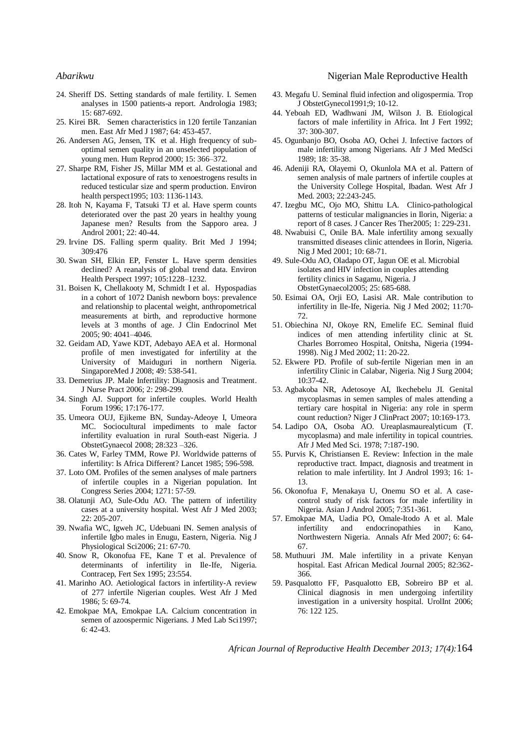24. Sheriff DS. Setting standards of male fertility. I. Semen analyses in 1500 patients-a report. Andrologia 1983; 15: 687-692.
25. Kirei BR. Semen characteristics in 120 fertile Tanzanian men. East Afr Med J 1987; 64: 453-457.
26. Andersen AG, Jensen, TK et al. High frequency of sub-optimal semen quality in an unselected population of young men. Hum Reprod 2000; 15: 366–372.
27. Sharpe RM, Fisher JS, Millar MM et al. Gestational and lactational exposure of rats to xenoestrogens results in reduced testicular size and sperm production. Environ health perspect1995; 103: 1136-1143.
28. Itoh N, Kayama F, Tatsuki TJ et al. Have sperm counts deteriorated over the past 20 years in healthy young Japanese men? Results from the Sapporo area. J Androl 2001; 22: 40-44.
29. Irvine DS. Falling sperm quality. Brit Med J 1994; 309:476
30. Swan SH, Elkin EP, Fenster L. Have sperm densities declined? A reanalysis of global trend data. Environ Health Perspect 1997; 105:1228–1232.
31. Boisen K, Chellakooty M, Schmidt I et al. Hypospadias in a cohort of 1072 Danish newborn boys: prevalence and relationship to placental weight, anthropometrical measurements at birth, and reproductive hormone levels at 3 months of age. J Clin Endocrinol Met 2005; 90: 4041–4046.
32. Geidam AD, Yawe KDT, Adebayo AEA et al. Hormonal profile of men investigated for infertility at the University of Maiduguri in northern Nigeria. SingaporeMed J 2008; 49: 538-541.
33. Demetrius JP. Male Infertility: Diagnosis and Treatment. J Nurse Pract 2006; 2: 298-299.
34. Singh AJ. Support for infertile couples. World Health Forum 1996; 17:176-177.
35. Umeora OUJ, Ejikeme BN, Sunday-Adeoye I, Umeora MC. Sociocultural impediments to male factor infertility evaluation in rural South-east Nigeria. J ObstetGynaecol 2008; 28:323 –326.
36. Cates W, Farley TMM, Rowe PJ. Worldwide patterns of infertility: Is Africa Different? Lancet 1985; 596-598.
37. Loto OM. Profiles of the semen analyses of male partners of infertile couples in a Nigerian population. Int Congress Series 2004; 1271: 57-59.
38. Olatunji AO, Sule-Odu AO. The pattern of infertility cases at a university hospital. West Afr J Med 2003; 22: 205-207.
39. Nwafia WC, Igweh JC, Udebuani IN. Semen analysis of infertile Igbo males in Enugu, Eastern, Nigeria. Nig J Physiological Sci2006; 21: 67-70.
40. Snow R, Okonofua FE, Kane T et al. Prevalence of determinants of infertility in Ile-Ife, Nigeria. Contracep, Fert Sex 1995; 23:554.
41. Marinho AO. Aetiological factors in infertility-A review of 277 infertile Nigerian couples. West Afr J Med 1986; 5: 69-74.
42. Emokpae MA, Emokpae LA. Calcium concentration in semen of azoospermic Nigerians. J Med Lab Sci1997; 6: 42-43.
43. Megafu U. Seminal fluid infection and oligospermia. Trop J ObstetGynecol1991;9; 10-12.
44. Yeboah ED, Wadhwani JM, Wilson J. B. Etiological factors of male infertility in Africa. Int J Fert 1992; 37: 300-307.
45. Ogunbanjo BO, Osoba AO, Ochei J. Infective factors of male infertility among Nigerians. Afr J Med MedSci 1989; 18: 35-38.
46. Adeniji RA, Olayemi O, Okunlola MA et al. Pattern of semen analysis of male partners of infertile couples at the University College Hospital, Ibadan. West Afr J Med. 2003; 22:243-245.
47. Izegbu MC, Ojo MO, Shittu LA. Clinico-pathological patterns of testicular malignancies in Ilorin, Nigeria: a report of 8 cases. J Cancer Res Ther2005; 1: 229-231.
48. Nwabuisi C, Onile BA. Male infertility among sexually transmitted diseases clinic attendees in Ilorin, Nigeria. Nig J Med 2001; 10: 68-71.
49. Sule-Odu AO, Oladapo OT, Jagun OE et al. Microbial isolates and HIV infection in couples attending fertility clinics in Sagamu, Nigeria. J ObstetGynaecol2005; 25: 685-688.
50. Esimai OA, Orji EO, Lasisi AR. Male contribution to infertility in Ile-Ife, Nigeria. Nig J Med 2002; 11:70-72.
51. Obiechina NJ, Okoye RN, Emelife EC. Seminal fluid indices of men attending infertility clinic at St. Charles Borromeo Hospital, Onitsha, Nigeria (1994-1998). Nig J Med 2002; 11: 20-22.
52. Ekwere PD. Profile of sub-fertile Nigerian men in an infertility Clinic in Calabar, Nigeria. Nig J Surg 2004; 10:37-42.
53. Agbakoba NR, Adetosoye AI, Ikechebelu JI. Genital mycoplasmas in semen samples of males attending a tertiary care hospital in Nigeria: any role in sperm count reduction? Niger J ClinPract 2007; 10:169-173.
54. Ladipo OA, Osoba AO. Ureaplasmaurealyticum (T. mycoplasma) and male infertility in topical countries. Afr J Med Med Sci. 1978; 7:187-190.
55. Purvis K, Christiansen E. Review: Infection in the male reproductive tract. Impact, diagnosis and treatment in relation to male infertility. Int J Androl 1993; 16: 1-13.
56. Okonofua F, Menakaya U, Onemu SO et al. A case-control study of risk factors for male infertility in Nigeria. Asian J Androl 2005; 7:351-361.
57. Emokpae MA, Uadia PO, Omale-Itodo A et al. Male infertility and endocrinopathies in Kano, Northwestern Nigeria. Annals Afr Med 2007; 6: 64-67.
58. Muthuuri JM. Male infertility in a private Kenyan hospital. East African Medical Journal 2005; 82:362-366.
59. Pasqualotto FF, Pasqualotto EB, Sobreiro BP et al. Clinical diagnosis in men undergoing infertility investigation in a university hospital. UrolInt 2006; 76: 122 125.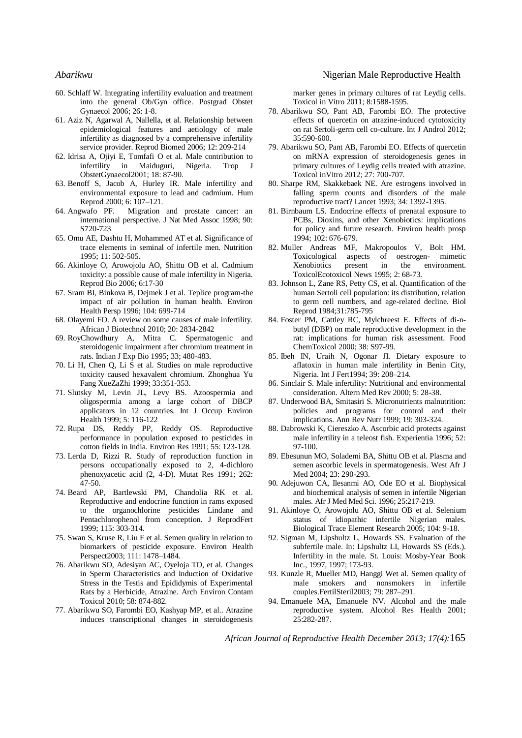60. Schlaff W. Integrating infertility evaluation and treatment into the general Ob/Gyn office. Postgrad Obstet Gynaecol 2006; 26: 1-8.
61. Aziz N, Agarwal A, Nallella, et al. Relationship between epidemiological features and aetiology of male infertility as diagnosed by a comprehensive infertility service provider. Reprod Biomed 2006; 12: 209-214
62. Idrisa A, Ojiyi E, Tomfafi O et al. Male contribution to infertility in Maiduguri, Nigeria. Trop J ObstetGynaecol2001; 18: 87-90.
63. Benoff S, Jacob A, Hurley IR. Male infertility and environmental exposure to lead and cadmium. Hum Reprod 2000; 6: 107–121.
64. Angwafo PF. Migration and prostate cancer: an international perspective. J Nat Med Assoc 1998; 90: S720-723
65. Omu AE, Dashtu H, Mohammed AT et al. Significance of trace elements in seminal of infertile men. Nutrition 1995; 11: 502-505.
66. Akinloye O, Arowojolu AO, Shittu OB et al. Cadmium toxicity: a possible cause of male infertility in Nigeria. Reprod Bio 2006; 6:17-30
67. Sram BI, Binkova B, Dejmek J et al. Teplice program-the impact of air pollution in human health. Environ Health Persp 1996; 104: 699-714
68. Olayemi FO. A review on some causes of male infertility. African J Biotechnol 2010; 20: 2834-2842
69. RoyChowdhury A, Mitra C. Spermatogenic and steroidogenic impairment after chromium treatment in rats. Indian J Exp Bio 1995; 33; 480-483.
70. Li H, Chen Q, Li S et al. Studies on male reproductive toxicity caused hexavalent chromium. Zhonghua Yu Fang XueZaZhi 1999; 33:351-353.
71. Slutsky M, Levin JL, Levy BS. Azoospermia and oligospermia among a large cohort of DBCP applicators in 12 countries. Int J Occup Environ Health 1999; 5: 116-122
72. Rupa DS, Reddy PP, Reddy OS. Reproductive performance in population exposed to pesticides in cotton fields in India. Environ Res 1991; 55: 123-128.
73. Lerda D, Rizzi R. Study of reproduction function in persons occupationally exposed to 2, 4-dichloro phenoxyacetic acid (2, 4-D). Mutat Res 1991; 262: 47-50.
74. Beard AP, Bartlewski PM, Chandolia RK et al. Reproductive and endocrine function in rams exposed to the organochlorine pesticides Lindane and Pentachlorophenol from conception. J ReprodFert 1999; 115: 303-314.
75. Swan S, Kruse R, Liu F et al. Semen quality in relation to biomarkers of pesticide exposure. Environ Health Perspect2003; 111: 1478–1484.
76. Abarikwu SO, Adesiyan AC, Oyeloja TO, et al. Changes in Sperm Characteristics and Induction of Oxidative Stress in the Testis and Epididymis of Experimental Rats by a Herbicide, Atrazine. Arch Environ Contam Toxicol 2010; 58: 874-882.
77. Abarikwu SO, Farombi EO, Kashyap MP, et al.. Atrazine induces transcriptional changes in steroidogenesis marker genes in primary cultures of rat Leydig cells. Toxicol in Vitro 2011; 8:1588-1595.
78. Abarikwu SO, Pant AB, Farombi EO. The protective effects of quercetin on atrazine-induced cytotoxicity on rat Sertoli-germ cell co-culture. Int J Androl 2012; 35:590-600.
79. Abarikwu SO, Pant AB, Farombi EO. Effects of quercetin on mRNA expression of steroidogenesis genes in primary cultures of Leydig cells treated with atrazine. Toxicol inVitro 2012; 27: 700-707.
80. Sharpe RM, Skakkebaek NE. Are estrogens involved in falling sperm counts and disorders of the male reproductive tract? Lancet 1993; 34: 1392-1395.
81. Birnbaum LS. Endocrine effects of prenatal exposure to PCBs, Dioxins, and other Xenobiotics: implications for policy and future research. Environ health prosp 1994; 102: 676-679.
82. Muller Andreas MF, Makropoulos V, Bolt HM. Toxicological aspects of oestrogen- mimetic Xenobiotics present in the environment. ToxicolEcotoxicol News 1995; 2: 68-73.
83. Johnson L, Zane RS, Petty CS, et al. Quantification of the human Sertoli cell population: its distribution, relation to germ cell numbers, and age-related decline. Biol Reprod 1984;31:785-795
84. Foster PM, Cattley RC, Mylchreest E. Effects of di-n-butyl (DBP) on male reproductive development in the rat: implications for human risk assessment. Food ChemToxicol 2000; 38: S97-99.
85. Ibeh IN, Uraih N, Ogonar JI. Dietary exposure to aflatoxin in human male infertility in Benin City, Nigeria. Int J Fert1994; 39: 208–214.
86. Sinclair S. Male infertility: Nutritional and environmental consideration. Altern Med Rev 2000; 5: 28-38.
87. Underwood BA, Smitasiri S. Micronutrients malnutrition: policies and programs for control and their implications. Ann Rev Nutr 1999; 19: 303-324.
88. Dabrowski K, Ciereszko A. Ascorbic acid protects against male infertility in a teleost fish. Experientia 1996; 52: 97-100.
89. Ebesunun MO, Solademi BA, Shittu OB et al. Plasma and semen ascorbic levels in spermatogenesis. West Afr J Med 2004; 23: 290-293.
90. Adejuwon CA, Ilesanmi AO, Ode EO et al. Biophysical and biochemical analysis of semen in infertile Nigerian males. Afr J Med Med Sci. 1996; 25:217-219.
91. Akinloye O, Arowojolu AO, Shittu OB et al. Selenium status of idiopathic infertile Nigerian males. Biological Trace Element Research 2005; 104: 9-18.
92. Sigman M, Lipshultz L, Howards SS. Evaluation of the subfertile male. In: Lipshultz LI, Howards SS (Eds.). Infertility in the male. St. Louis: Mosby-Year Book Inc., 1997, 1997; 173-93.
93. Kunzle R, Mueller MD, Hanggi Wet al. Semen quality of male smokers and nonsmokers in infertile couples.FertilSteril2003; 79: 287–291.
94. Emanuele MA, Emanuele NV. Alcohol and the male reproductive system. Alcohol Res Health 2001; 25:282-287.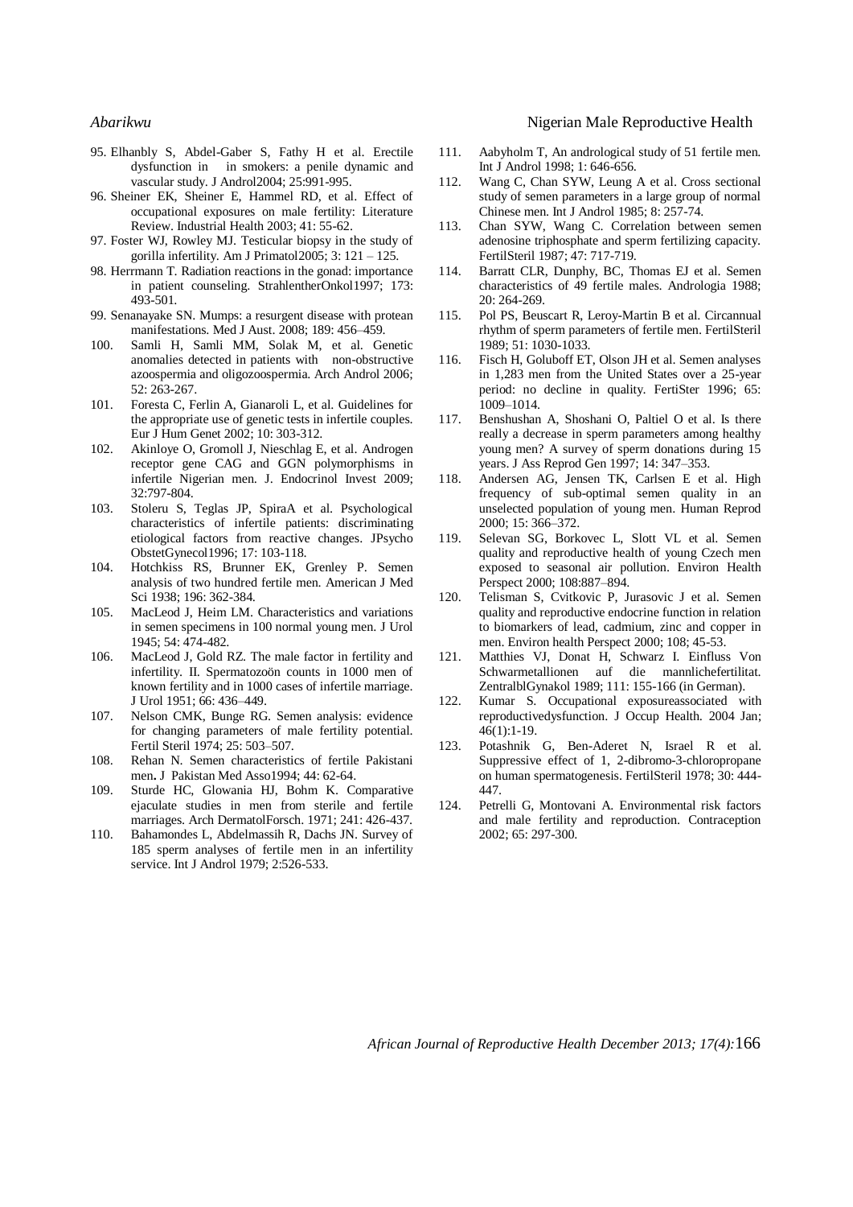95. Elhanbly S, Abdel-Gaber S, Fathy H et al. Erectile dysfunction in in smokers: a penile dynamic and vascular study. J Androl2004; 25:991-995.
96. Sheiner EK, Sheiner E, Hammel RD, et al. Effect of occupational exposures on male fertility: Literature Review. Industrial Health 2003; 41: 55-62.
97. Foster WJ, Rowley MJ. Testicular biopsy in the study of gorilla infertility. Am J Primatol2005; 3: 121 – 125.
98. Herrmann T. Radiation reactions in the gonad: importance in patient counseling. StrahlentherOnkol1997; 173: 493-501.
99. Senanayake SN. Mumps: a resurgent disease with protean manifestations. Med J Aust. 2008; 189: 456–459.
100. Samli H, Samli MM, Solak M, et al. Genetic anomalies detected in patients with non-obstructive azoospermia and oligozoospermia. Arch Androl 2006; 52: 263-267.
101. Foresta C, Ferlin A, Gianaroli L, et al. Guidelines for the appropriate use of genetic tests in infertile couples. Eur J Hum Genet 2002; 10: 303-312.
102. Akinloye O, Gromoll J, Nieschlag E, et al. Androgen receptor gene CAG and GGN polymorphisms in infertile Nigerian men. J. Endocrinol Invest 2009; 32:797-804.
103. Stoleru S, Teglas JP, SpiraA et al. Psychological characteristics of infertile patients: discriminating etiological factors from reactive changes. JPsycho ObstetGynecol1996; 17: 103-118.
104. Hotchkiss RS, Brunner EK, Grenley P. Semen analysis of two hundred fertile men. American J Med Sci 1938; 196: 362-384.
105. MacLeod J, Heim LM. Characteristics and variations in semen specimens in 100 normal young men. J Urol 1945; 54: 474-482.
106. MacLeod J, Gold RZ. The male factor in fertility and infertility. II. Spermatozoön counts in 1000 men of known fertility and in 1000 cases of infertile marriage. J Urol 1951; 66: 436–449.
107. Nelson CMK, Bunge RG. Semen analysis: evidence for changing parameters of male fertility potential. Fertil Steril 1974; 25: 503–507.
108. Rehan N. Semen characteristics of fertile Pakistani men**.** J Pakistan Med Asso1994; 44: 62-64.
109. Sturde HC, Glowania HJ, Bohm K. Comparative ejaculate studies in men from sterile and fertile marriages. Arch DermatolForsch. 1971; 241: 426-437.
110. Bahamondes L, Abdelmassih R, Dachs JN. Survey of 185 sperm analyses of fertile men in an infertility service. Int J Androl 1979; 2:526-533.
111. Aabyholm T, An andrological study of 51 fertile men. Int J Androl 1998; 1: 646-656.
112. Wang C, Chan SYW, Leung A et al. Cross sectional study of semen parameters in a large group of normal Chinese men. Int J Androl 1985; 8: 257-74.
113. Chan SYW, Wang C. Correlation between semen adenosine triphosphate and sperm fertilizing capacity. FertilSteril 1987; 47: 717-719.
114. Barratt CLR, Dunphy, BC, Thomas EJ et al. Semen characteristics of 49 fertile males. Andrologia 1988; 20: 264-269.
115. Pol PS, Beuscart R, Leroy-Martin B et al. Circannual rhythm of sperm parameters of fertile men. FertilSteril 1989; 51: 1030-1033.
116. Fisch H, Goluboff ET, Olson JH et al. Semen analyses in 1,283 men from the United States over a 25-year period: no decline in quality. FertiSter 1996; 65: 1009–1014.
117. Benshushan A, Shoshani O, Paltiel O et al. Is there really a decrease in sperm parameters among healthy young men? A survey of sperm donations during 15 years. J Ass Reprod Gen 1997; 14: 347–353.
118. Andersen AG, Jensen TK, Carlsen E et al. High frequency of sub-optimal semen quality in an unselected population of young men. Human Reprod 2000; 15: 366–372.
119. Selevan SG, Borkovec L, Slott VL et al. Semen quality and reproductive health of young Czech men exposed to seasonal air pollution. Environ Health Perspect 2000; 108:887–894.
120. Telisman S, Cvitkovic P, Jurasovic J et al. Semen quality and reproductive endocrine function in relation to biomarkers of lead, cadmium, zinc and copper in men. Environ health Perspect 2000; 108; 45-53.
121. Matthies VJ, Donat H, Schwarz I. Einfluss Von Schwarmetallionen auf die mannlichefertilitat. ZentralblGynakol 1989; 111: 155-166 (in German).
122. Kumar S. Occupational exposureassociated with reproductivedysfunction. J Occup Health. 2004 Jan; 46(1):1-19.
123. Potashnik G, Ben-Aderet N, Israel R et al. Suppressive effect of 1, 2-dibromo-3-chloropropane on human spermatogenesis. FertilSteril 1978; 30: 444-447.
124. Petrelli G, Montovani A. Environmental risk factors and male fertility and reproduction. Contraception 2002; 65: 297-300.